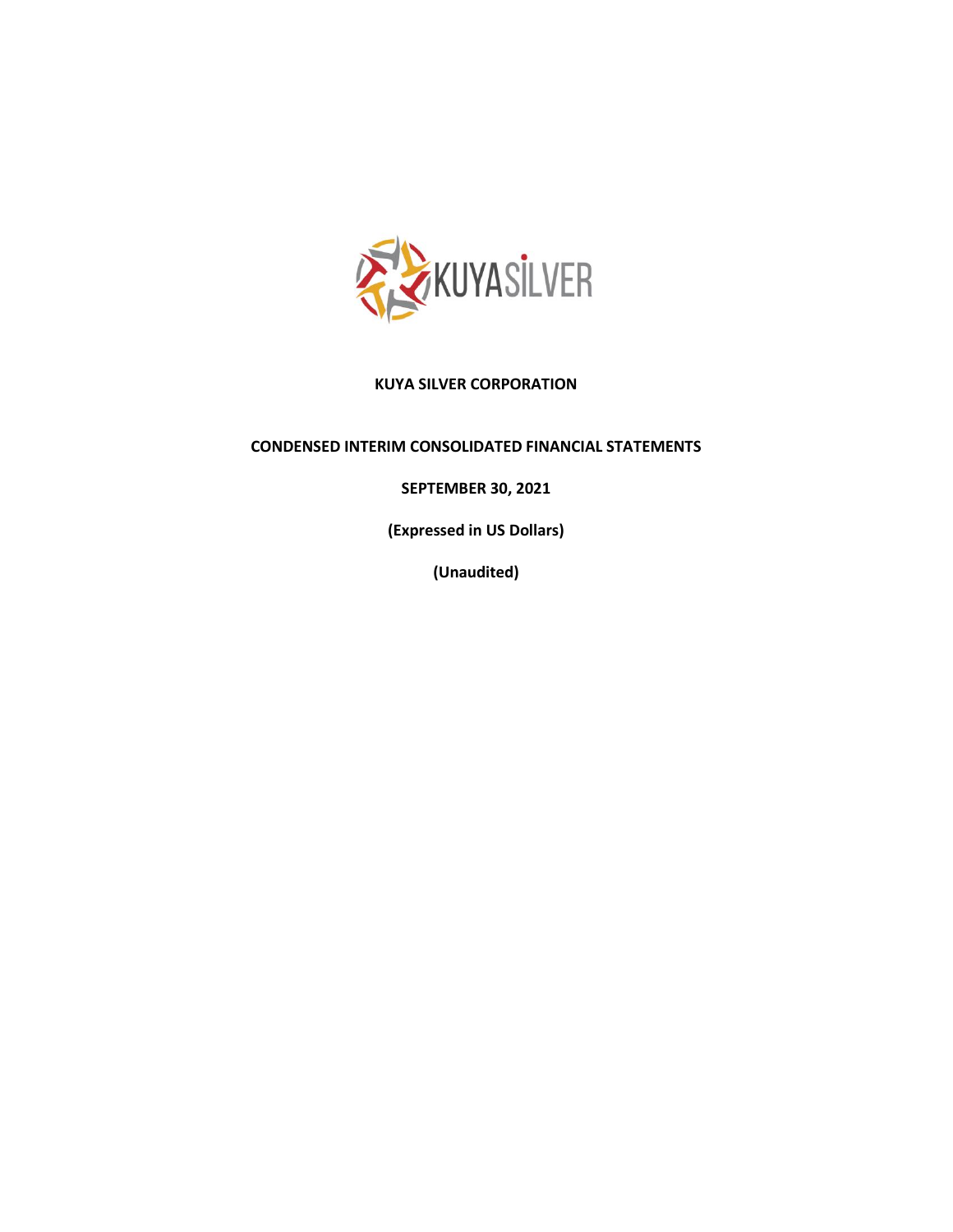KUYA SILVER

**KUYA SILVER CORPORATION**

**CONDENSED INTERIM CONSOLIDATED FINANCIAL STATEMENTS**

**SEPTEMBER 30, 2021**

**(Expressed in US Dollars)**

**(Unaudited)**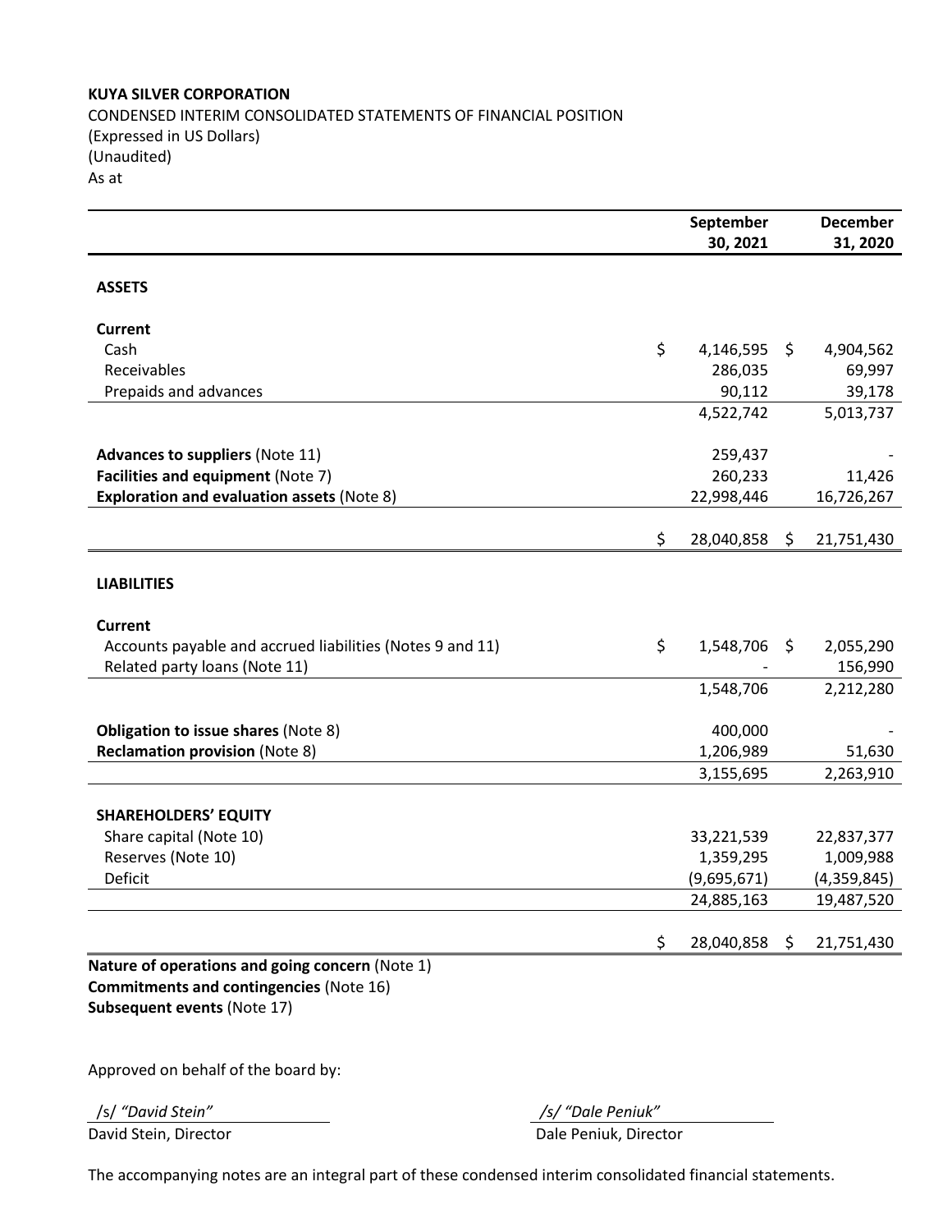**KUYA SILVER CORPORATION**

CONDENSED INTERIM CONSOLIDATED STATEMENTS OF FINANCIAL POSITION
(Expressed in US Dollars)
(Unaudited)
As at

| | September 30, 2021 | December 31, 2020 |
|---|---|---|
| **ASSETS** | | |
| **Current** | | |
| Cash | $ 4,146,595 | $ 4,904,562 |
| Receivables | 286,035 | 69,997 |
| Prepaids and advances | 90,112 | 39,178 |
| | 4,522,742 | 5,013,737 |
| **Advances to suppliers** (Note 11) | 259,437 | - |
| **Facilities and equipment** (Note 7) | 260,233 | 11,426 |
| **Exploration and evaluation assets** (Note 8) | 22,998,446 | 16,726,267 |
| | $ 28,040,858 | $ 21,751,430 |
| **LIABILITIES** | | |
| **Current** | | |
| Accounts payable and accrued liabilities (Notes 9 and 11) | $ 1,548,706 | $ 2,055,290 |
| Related party loans (Note 11) | - | 156,990 |
| | 1,548,706 | 2,212,280 |
| **Obligation to issue shares** (Note 8) | 400,000 | - |
| **Reclamation provision** (Note 8) | 1,206,989 | 51,630 |
| | 3,155,695 | 2,263,910 |
| **SHAREHOLDERS' EQUITY** | | |
| Share capital (Note 10) | 33,221,539 | 22,837,377 |
| Reserves (Note 10) | 1,359,295 | 1,009,988 |
| Deficit | (9,695,671) | (4,359,845) |
| | 24,885,163 | 19,487,520 |
| | $ 28,040,858 | $ 21,751,430 |

**Nature of operations and going concern** (Note 1)
**Commitments and contingencies** (Note 16)
**Subsequent events** (Note 17)

Approved on behalf of the board by:

/s/ *"David Stein"*
David Stein, Director

/s/ *"Dale Peniuk"*
Dale Peniuk, Director

The accompanying notes are an integral part of these condensed interim consolidated financial statements.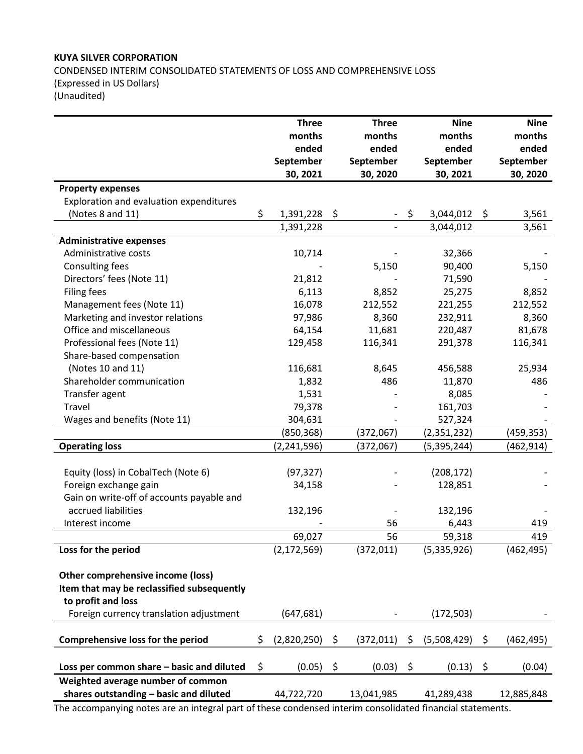**KUYA SILVER CORPORATION**

CONDENSED INTERIM CONSOLIDATED STATEMENTS OF LOSS AND COMPREHENSIVE LOSS
(Expressed in US Dollars)
(Unaudited)

| | Three months ended September 30, 2021 | Three months ended September 30, 2020 | Nine months ended September 30, 2021 | Nine months ended September 30, 2020 |
|---|---|---|---|---|
| **Property expenses** | | | | |
| Exploration and evaluation expenditures (Notes 8 and 11) | $ 1,391,228 | $ - | $ 3,044,012 | $ 3,561 |
| | 1,391,228 | - | 3,044,012 | 3,561 |
| **Administrative expenses** | | | | |
| Administrative costs | 10,714 | - | 32,366 | - |
| Consulting fees | - | 5,150 | 90,400 | 5,150 |
| Directors' fees (Note 11) | 21,812 | - | 71,590 | - |
| Filing fees | 6,113 | 8,852 | 25,275 | 8,852 |
| Management fees (Note 11) | 16,078 | 212,552 | 221,255 | 212,552 |
| Marketing and investor relations | 97,986 | 8,360 | 232,911 | 8,360 |
| Office and miscellaneous | 64,154 | 11,681 | 220,487 | 81,678 |
| Professional fees (Note 11) | 129,458 | 116,341 | 291,378 | 116,341 |
| Share-based compensation (Notes 10 and 11) | 116,681 | 8,645 | 456,588 | 25,934 |
| Shareholder communication | 1,832 | 486 | 11,870 | 486 |
| Transfer agent | 1,531 | - | 8,085 | - |
| Travel | 79,378 | - | 161,703 | - |
| Wages and benefits (Note 11) | 304,631 | - | 527,324 | - |
| | (850,368) | (372,067) | (2,351,232) | (459,353) |
| **Operating loss** | (2,241,596) | (372,067) | (5,395,244) | (462,914) |
| | | | | |
| Equity (loss) in CobalTech (Note 6) | (97,327) | - | (208,172) | - |
| Foreign exchange gain | 34,158 | - | 128,851 | - |
| Gain on write-off of accounts payable and accrued liabilities | 132,196 | - | 132,196 | - |
| Interest income | - | 56 | 6,443 | 419 |
| | 69,027 | 56 | 59,318 | 419 |
| **Loss for the period** | (2,172,569) | (372,011) | (5,335,926) | (462,495) |
| | | | | |
| **Other comprehensive income (loss)** | | | | |
| **Item that may be reclassified subsequently to profit and loss** | | | | |
| Foreign currency translation adjustment | (647,681) | - | (172,503) | - |
| | | | | |
| **Comprehensive loss for the period** | $ (2,820,250) | $ (372,011) | $ (5,508,429) | $ (462,495) |
| | | | | |
| **Loss per common share – basic and diluted** | $ (0.05) | $ (0.03) | $ (0.13) | $ (0.04) |
| **Weighted average number of common shares outstanding – basic and diluted** | 44,722,720 | 13,041,985 | 41,289,438 | 12,885,848 |

The accompanying notes are an integral part of these condensed interim consolidated financial statements.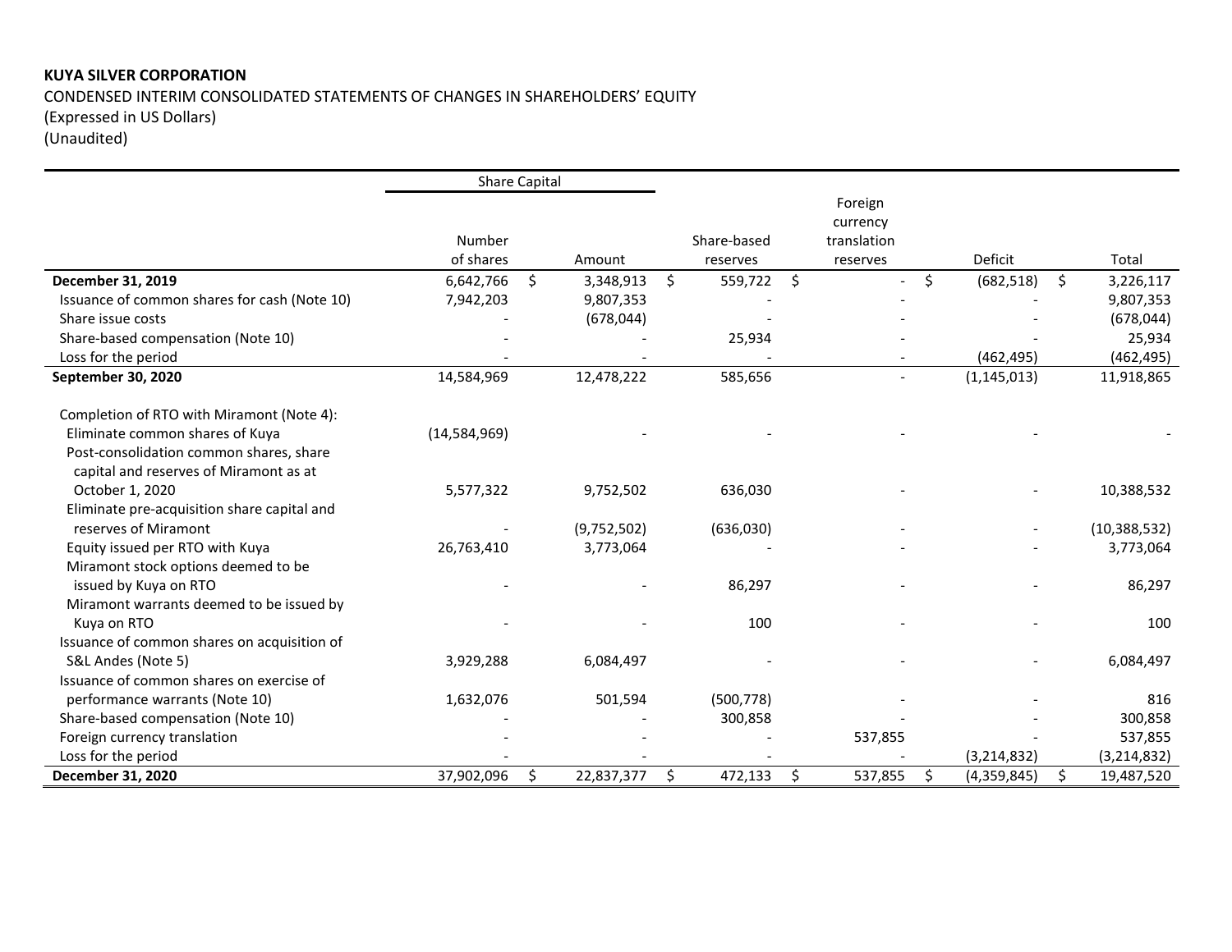**KUYA SILVER CORPORATION**

CONDENSED INTERIM CONSOLIDATED STATEMENTS OF CHANGES IN SHAREHOLDERS' EQUITY

(Expressed in US Dollars)

(Unaudited)

| | Share Capital | | | | | |
|---|---|---|---|---|---|---|
| | Number of shares | Amount | Share-based reserves | Foreign currency translation reserves | Deficit | Total |
| **December 31, 2019** | 6,642,766 | $ 3,348,913 | $ 559,722 | $ - | $ (682,518) | $ 3,226,117 |
| Issuance of common shares for cash (Note 10) | 7,942,203 | 9,807,353 | - | - | - | 9,807,353 |
| Share issue costs | - | (678,044) | - | - | - | (678,044) |
| Share-based compensation (Note 10) | - | - | 25,934 | - | - | 25,934 |
| Loss for the period | - | - | - | - | (462,495) | (462,495) |
| **September 30, 2020** | 14,584,969 | 12,478,222 | 585,656 | - | (1,145,013) | 11,918,865 |
| Completion of RTO with Miramont (Note 4): | | | | | | |
| Eliminate common shares of Kuya | (14,584,969) | - | - | - | - | - |
| Post-consolidation common shares, share capital and reserves of Miramont as at October 1, 2020 | 5,577,322 | 9,752,502 | 636,030 | - | - | 10,388,532 |
| Eliminate pre-acquisition share capital and reserves of Miramont | - | (9,752,502) | (636,030) | - | - | (10,388,532) |
| Equity issued per RTO with Kuya | 26,763,410 | 3,773,064 | - | - | - | 3,773,064 |
| Miramont stock options deemed to be issued by Kuya on RTO | - | - | 86,297 | - | - | 86,297 |
| Miramont warrants deemed to be issued by Kuya on RTO | - | - | 100 | - | - | 100 |
| Issuance of common shares on acquisition of S&L Andes (Note 5) | 3,929,288 | 6,084,497 | - | - | - | 6,084,497 |
| Issuance of common shares on exercise of performance warrants (Note 10) | 1,632,076 | 501,594 | (500,778) | - | - | 816 |
| Share-based compensation (Note 10) | - | - | 300,858 | - | - | 300,858 |
| Foreign currency translation | - | - | - | 537,855 | - | 537,855 |
| Loss for the period | - | - | - | - | (3,214,832) | (3,214,832) |
| **December 31, 2020** | 37,902,096 | $ 22,837,377 | $ 472,133 | $ 537,855 | $ (4,359,845) | $ 19,487,520 |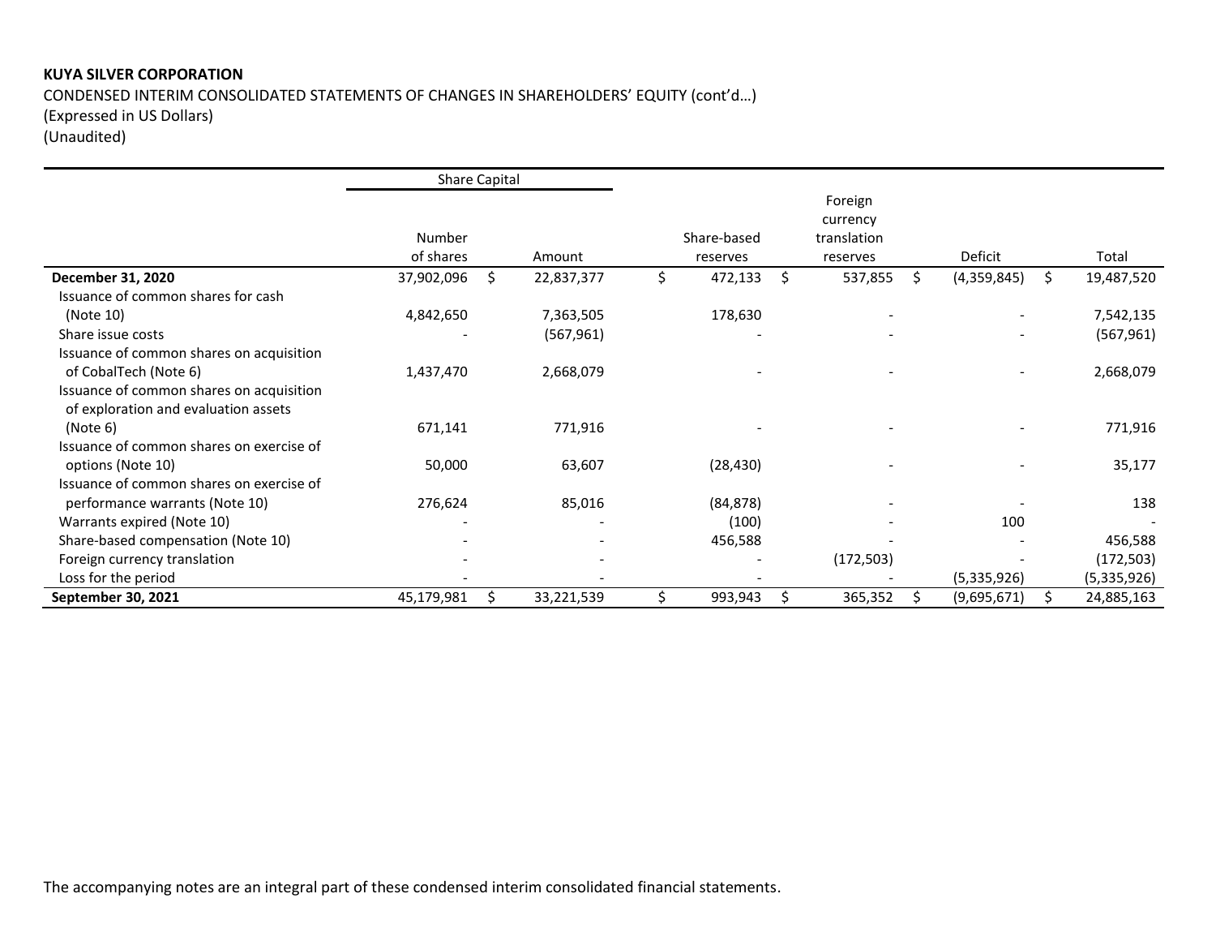**KUYA SILVER CORPORATION**

CONDENSED INTERIM CONSOLIDATED STATEMENTS OF CHANGES IN SHAREHOLDERS' EQUITY (cont'd…)
(Expressed in US Dollars)
(Unaudited)

| | Share Capital | | | | | |
|---|---|---|---|---|---|---|
| | Number of shares | Amount | Share-based reserves | Foreign currency translation reserves | Deficit | Total |
| **December 31, 2020** | 37,902,096 | $ 22,837,377 | $ 472,133 | $ 537,855 | $ (4,359,845) | $ 19,487,520 |
| Issuance of common shares for cash (Note 10) | 4,842,650 | 7,363,505 | 178,630 | - | - | 7,542,135 |
| Share issue costs | - | (567,961) | - | - | - | (567,961) |
| Issuance of common shares on acquisition of CobalTech (Note 6) | 1,437,470 | 2,668,079 | - | - | - | 2,668,079 |
| Issuance of common shares on acquisition of exploration and evaluation assets (Note 6) | 671,141 | 771,916 | - | - | - | 771,916 |
| Issuance of common shares on exercise of options (Note 10) | 50,000 | 63,607 | (28,430) | - | - | 35,177 |
| Issuance of common shares on exercise of performance warrants (Note 10) | 276,624 | 85,016 | (84,878) | - | - | 138 |
| Warrants expired (Note 10) | - | - | (100) | - | 100 | - |
| Share-based compensation (Note 10) | - | - | 456,588 | - | - | 456,588 |
| Foreign currency translation | - | - | - | (172,503) | - | (172,503) |
| Loss for the period | - | - | - | - | (5,335,926) | (5,335,926) |
| **September 30, 2021** | 45,179,981 | $ 33,221,539 | $ 993,943 | $ 365,352 | $ (9,695,671) | $ 24,885,163 |

The accompanying notes are an integral part of these condensed interim consolidated financial statements.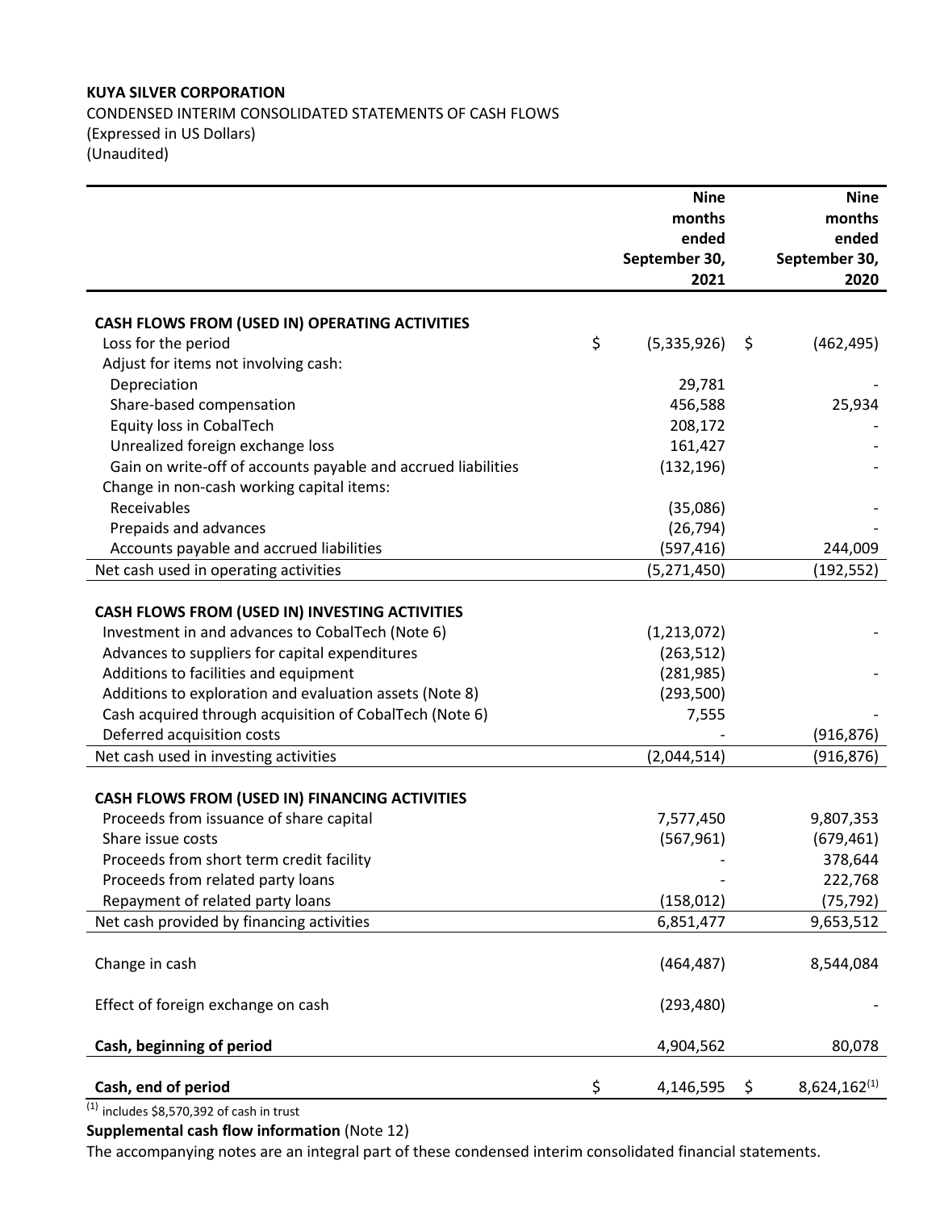**KUYA SILVER CORPORATION**

CONDENSED INTERIM CONSOLIDATED STATEMENTS OF CASH FLOWS
(Expressed in US Dollars)
(Unaudited)

| | Nine months ended September 30, 2021 | Nine months ended September 30, 2020 |
|---|---|---|
| **CASH FLOWS FROM (USED IN) OPERATING ACTIVITIES** | | |
| Loss for the period | $ (5,335,926) | $ (462,495) |
| Adjust for items not involving cash: | | |
| Depreciation | 29,781 | - |
| Share-based compensation | 456,588 | 25,934 |
| Equity loss in CobalTech | 208,172 | - |
| Unrealized foreign exchange loss | 161,427 | - |
| Gain on write-off of accounts payable and accrued liabilities | (132,196) | - |
| Change in non-cash working capital items: | | |
| Receivables | (35,086) | - |
| Prepaids and advances | (26,794) | - |
| Accounts payable and accrued liabilities | (597,416) | 244,009 |
| Net cash used in operating activities | (5,271,450) | (192,552) |
| | | |
| **CASH FLOWS FROM (USED IN) INVESTING ACTIVITIES** | | |
| Investment in and advances to CobalTech (Note 6) | (1,213,072) | - |
| Advances to suppliers for capital expenditures | (263,512) | |
| Additions to facilities and equipment | (281,985) | - |
| Additions to exploration and evaluation assets (Note 8) | (293,500) | |
| Cash acquired through acquisition of CobalTech (Note 6) | 7,555 | - |
| Deferred acquisition costs | - | (916,876) |
| Net cash used in investing activities | (2,044,514) | (916,876) |
| | | |
| **CASH FLOWS FROM (USED IN) FINANCING ACTIVITIES** | | |
| Proceeds from issuance of share capital | 7,577,450 | 9,807,353 |
| Share issue costs | (567,961) | (679,461) |
| Proceeds from short term credit facility | - | 378,644 |
| Proceeds from related party loans | - | 222,768 |
| Repayment of related party loans | (158,012) | (75,792) |
| Net cash provided by financing activities | 6,851,477 | 9,653,512 |
| | | |
| Change in cash | (464,487) | 8,544,084 |
| | | |
| Effect of foreign exchange on cash | (293,480) | - |
| | | |
| **Cash, beginning of period** | 4,904,562 | 80,078 |
| | | |
| **Cash, end of period** | $ 4,146,595 | $ 8,624,162[1] |

[1] includes $8,570,392 of cash in trust

**Supplemental cash flow information** (Note 12)

The accompanying notes are an integral part of these condensed interim consolidated financial statements.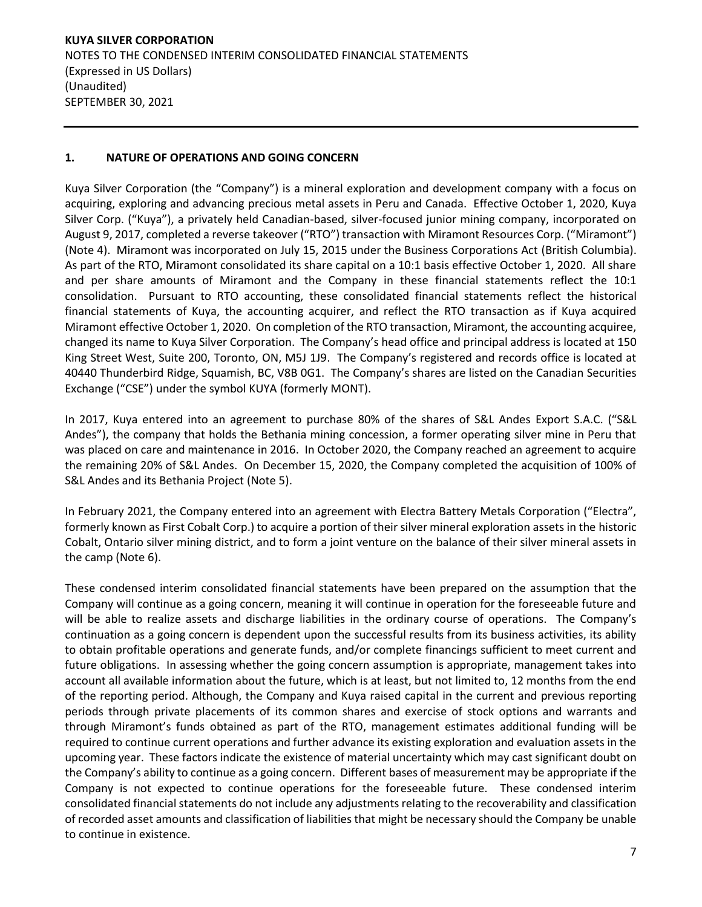## 1. NATURE OF OPERATIONS AND GOING CONCERN

Kuya Silver Corporation (the "Company") is a mineral exploration and development company with a focus on acquiring, exploring and advancing precious metal assets in Peru and Canada. Effective October 1, 2020, Kuya Silver Corp. ("Kuya"), a privately held Canadian-based, silver-focused junior mining company, incorporated on August 9, 2017, completed a reverse takeover ("RTO") transaction with Miramont Resources Corp. ("Miramont") (Note 4). Miramont was incorporated on July 15, 2015 under the Business Corporations Act (British Columbia). As part of the RTO, Miramont consolidated its share capital on a 10:1 basis effective October 1, 2020. All share and per share amounts of Miramont and the Company in these financial statements reflect the 10:1 consolidation. Pursuant to RTO accounting, these consolidated financial statements reflect the historical financial statements of Kuya, the accounting acquirer, and reflect the RTO transaction as if Kuya acquired Miramont effective October 1, 2020. On completion of the RTO transaction, Miramont, the accounting acquiree, changed its name to Kuya Silver Corporation. The Company's head office and principal address is located at 150 King Street West, Suite 200, Toronto, ON, M5J 1J9. The Company's registered and records office is located at 40440 Thunderbird Ridge, Squamish, BC, V8B 0G1. The Company's shares are listed on the Canadian Securities Exchange ("CSE") under the symbol KUYA (formerly MONT).

In 2017, Kuya entered into an agreement to purchase 80% of the shares of S&L Andes Export S.A.C. ("S&L Andes"), the company that holds the Bethania mining concession, a former operating silver mine in Peru that was placed on care and maintenance in 2016. In October 2020, the Company reached an agreement to acquire the remaining 20% of S&L Andes. On December 15, 2020, the Company completed the acquisition of 100% of S&L Andes and its Bethania Project (Note 5).

In February 2021, the Company entered into an agreement with Electra Battery Metals Corporation ("Electra", formerly known as First Cobalt Corp.) to acquire a portion of their silver mineral exploration assets in the historic Cobalt, Ontario silver mining district, and to form a joint venture on the balance of their silver mineral assets in the camp (Note 6).

These condensed interim consolidated financial statements have been prepared on the assumption that the Company will continue as a going concern, meaning it will continue in operation for the foreseeable future and will be able to realize assets and discharge liabilities in the ordinary course of operations. The Company's continuation as a going concern is dependent upon the successful results from its business activities, its ability to obtain profitable operations and generate funds, and/or complete financings sufficient to meet current and future obligations. In assessing whether the going concern assumption is appropriate, management takes into account all available information about the future, which is at least, but not limited to, 12 months from the end of the reporting period. Although, the Company and Kuya raised capital in the current and previous reporting periods through private placements of its common shares and exercise of stock options and warrants and through Miramont's funds obtained as part of the RTO, management estimates additional funding will be required to continue current operations and further advance its existing exploration and evaluation assets in the upcoming year. These factors indicate the existence of material uncertainty which may cast significant doubt on the Company's ability to continue as a going concern. Different bases of measurement may be appropriate if the Company is not expected to continue operations for the foreseeable future. These condensed interim consolidated financial statements do not include any adjustments relating to the recoverability and classification of recorded asset amounts and classification of liabilities that might be necessary should the Company be unable to continue in existence.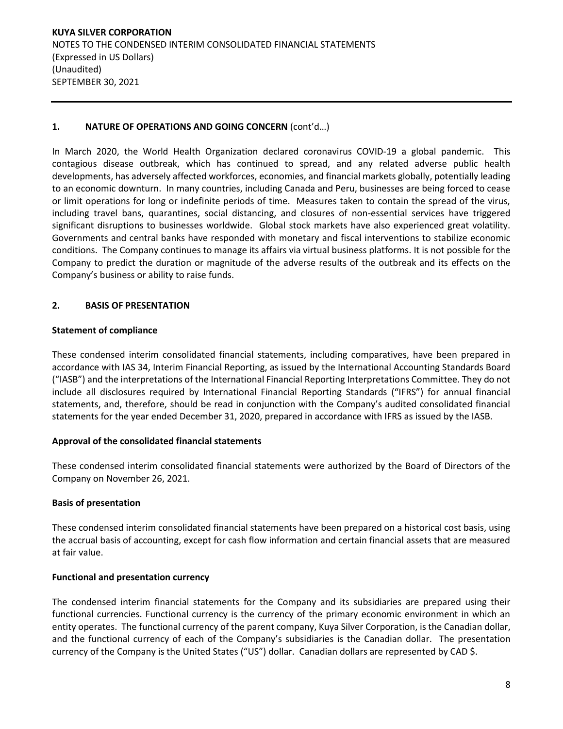## 1. NATURE OF OPERATIONS AND GOING CONCERN (cont'd…)

In March 2020, the World Health Organization declared coronavirus COVID-19 a global pandemic. This contagious disease outbreak, which has continued to spread, and any related adverse public health developments, has adversely affected workforces, economies, and financial markets globally, potentially leading to an economic downturn. In many countries, including Canada and Peru, businesses are being forced to cease or limit operations for long or indefinite periods of time. Measures taken to contain the spread of the virus, including travel bans, quarantines, social distancing, and closures of non-essential services have triggered significant disruptions to businesses worldwide. Global stock markets have also experienced great volatility. Governments and central banks have responded with monetary and fiscal interventions to stabilize economic conditions. The Company continues to manage its affairs via virtual business platforms. It is not possible for the Company to predict the duration or magnitude of the adverse results of the outbreak and its effects on the Company's business or ability to raise funds.

## 2. BASIS OF PRESENTATION

### Statement of compliance

These condensed interim consolidated financial statements, including comparatives, have been prepared in accordance with IAS 34, Interim Financial Reporting, as issued by the International Accounting Standards Board ("IASB") and the interpretations of the International Financial Reporting Interpretations Committee. They do not include all disclosures required by International Financial Reporting Standards ("IFRS") for annual financial statements, and, therefore, should be read in conjunction with the Company's audited consolidated financial statements for the year ended December 31, 2020, prepared in accordance with IFRS as issued by the IASB.

### Approval of the consolidated financial statements

These condensed interim consolidated financial statements were authorized by the Board of Directors of the Company on November 26, 2021.

### Basis of presentation

These condensed interim consolidated financial statements have been prepared on a historical cost basis, using the accrual basis of accounting, except for cash flow information and certain financial assets that are measured at fair value.

### Functional and presentation currency

The condensed interim financial statements for the Company and its subsidiaries are prepared using their functional currencies. Functional currency is the currency of the primary economic environment in which an entity operates. The functional currency of the parent company, Kuya Silver Corporation, is the Canadian dollar, and the functional currency of each of the Company's subsidiaries is the Canadian dollar. The presentation currency of the Company is the United States ("US") dollar. Canadian dollars are represented by CAD $.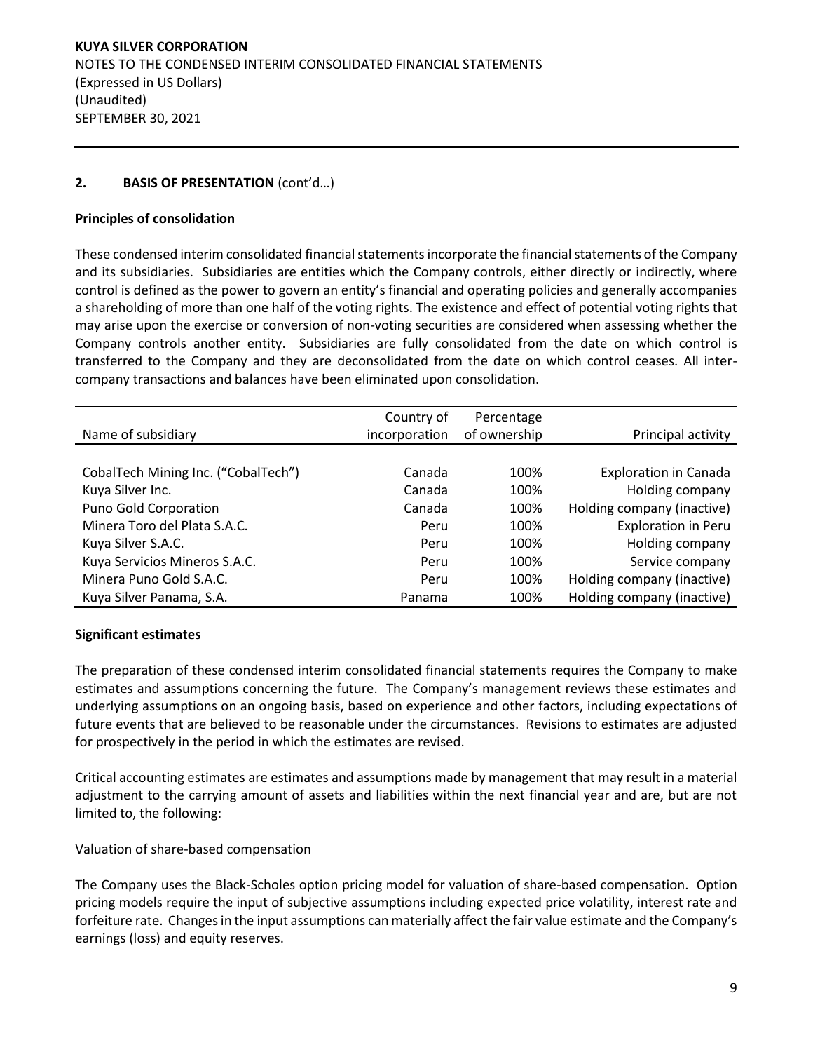## 2. BASIS OF PRESENTATION (cont'd…)

### Principles of consolidation

These condensed interim consolidated financial statements incorporate the financial statements of the Company and its subsidiaries. Subsidiaries are entities which the Company controls, either directly or indirectly, where control is defined as the power to govern an entity's financial and operating policies and generally accompanies a shareholding of more than one half of the voting rights. The existence and effect of potential voting rights that may arise upon the exercise or conversion of non-voting securities are considered when assessing whether the Company controls another entity. Subsidiaries are fully consolidated from the date on which control is transferred to the Company and they are deconsolidated from the date on which control ceases. All inter-company transactions and balances have been eliminated upon consolidation.

| Name of subsidiary | Country of incorporation | Percentage of ownership | Principal activity |
|---|---|---|---|
| CobalTech Mining Inc. ("CobalTech") | Canada | 100% | Exploration in Canada |
| Kuya Silver Inc. | Canada | 100% | Holding company |
| Puno Gold Corporation | Canada | 100% | Holding company (inactive) |
| Minera Toro del Plata S.A.C. | Peru | 100% | Exploration in Peru |
| Kuya Silver S.A.C. | Peru | 100% | Holding company |
| Kuya Servicios Mineros S.A.C. | Peru | 100% | Service company |
| Minera Puno Gold S.A.C. | Peru | 100% | Holding company (inactive) |
| Kuya Silver Panama, S.A. | Panama | 100% | Holding company (inactive) |

### Significant estimates

The preparation of these condensed interim consolidated financial statements requires the Company to make estimates and assumptions concerning the future. The Company's management reviews these estimates and underlying assumptions on an ongoing basis, based on experience and other factors, including expectations of future events that are believed to be reasonable under the circumstances. Revisions to estimates are adjusted for prospectively in the period in which the estimates are revised.

Critical accounting estimates are estimates and assumptions made by management that may result in a material adjustment to the carrying amount of assets and liabilities within the next financial year and are, but are not limited to, the following:

#### Valuation of share-based compensation

The Company uses the Black-Scholes option pricing model for valuation of share-based compensation. Option pricing models require the input of subjective assumptions including expected price volatility, interest rate and forfeiture rate. Changes in the input assumptions can materially affect the fair value estimate and the Company's earnings (loss) and equity reserves.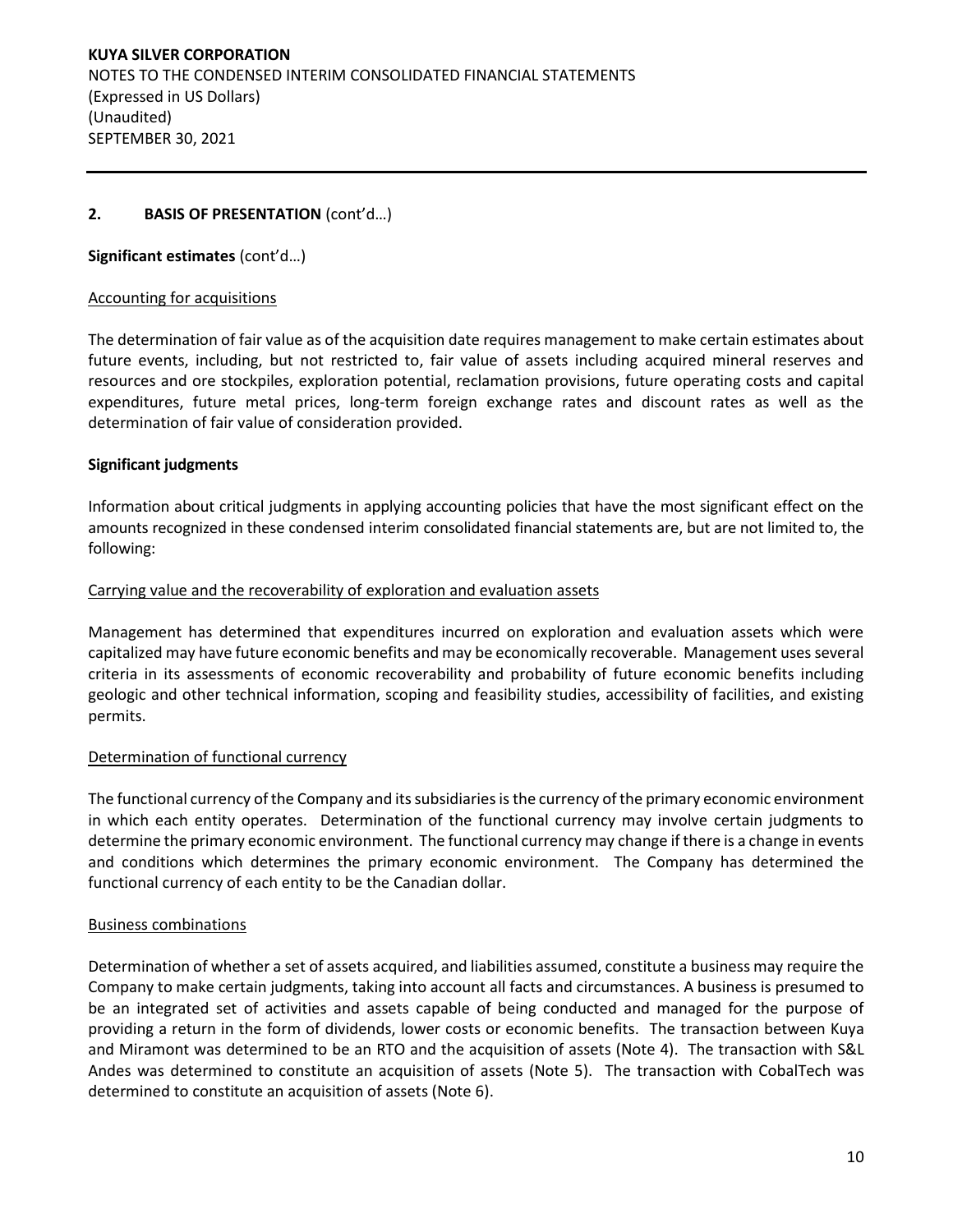## 2. BASIS OF PRESENTATION (cont'd…)

**Significant estimates** (cont'd…)

Accounting for acquisitions

The determination of fair value as of the acquisition date requires management to make certain estimates about future events, including, but not restricted to, fair value of assets including acquired mineral reserves and resources and ore stockpiles, exploration potential, reclamation provisions, future operating costs and capital expenditures, future metal prices, long-term foreign exchange rates and discount rates as well as the determination of fair value of consideration provided.

**Significant judgments**

Information about critical judgments in applying accounting policies that have the most significant effect on the amounts recognized in these condensed interim consolidated financial statements are, but are not limited to, the following:

Carrying value and the recoverability of exploration and evaluation assets

Management has determined that expenditures incurred on exploration and evaluation assets which were capitalized may have future economic benefits and may be economically recoverable. Management uses several criteria in its assessments of economic recoverability and probability of future economic benefits including geologic and other technical information, scoping and feasibility studies, accessibility of facilities, and existing permits.

Determination of functional currency

The functional currency of the Company and its subsidiaries is the currency of the primary economic environment in which each entity operates. Determination of the functional currency may involve certain judgments to determine the primary economic environment. The functional currency may change if there is a change in events and conditions which determines the primary economic environment. The Company has determined the functional currency of each entity to be the Canadian dollar.

Business combinations

Determination of whether a set of assets acquired, and liabilities assumed, constitute a business may require the Company to make certain judgments, taking into account all facts and circumstances. A business is presumed to be an integrated set of activities and assets capable of being conducted and managed for the purpose of providing a return in the form of dividends, lower costs or economic benefits. The transaction between Kuya and Miramont was determined to be an RTO and the acquisition of assets (Note 4). The transaction with S&L Andes was determined to constitute an acquisition of assets (Note 5). The transaction with CobalTech was determined to constitute an acquisition of assets (Note 6).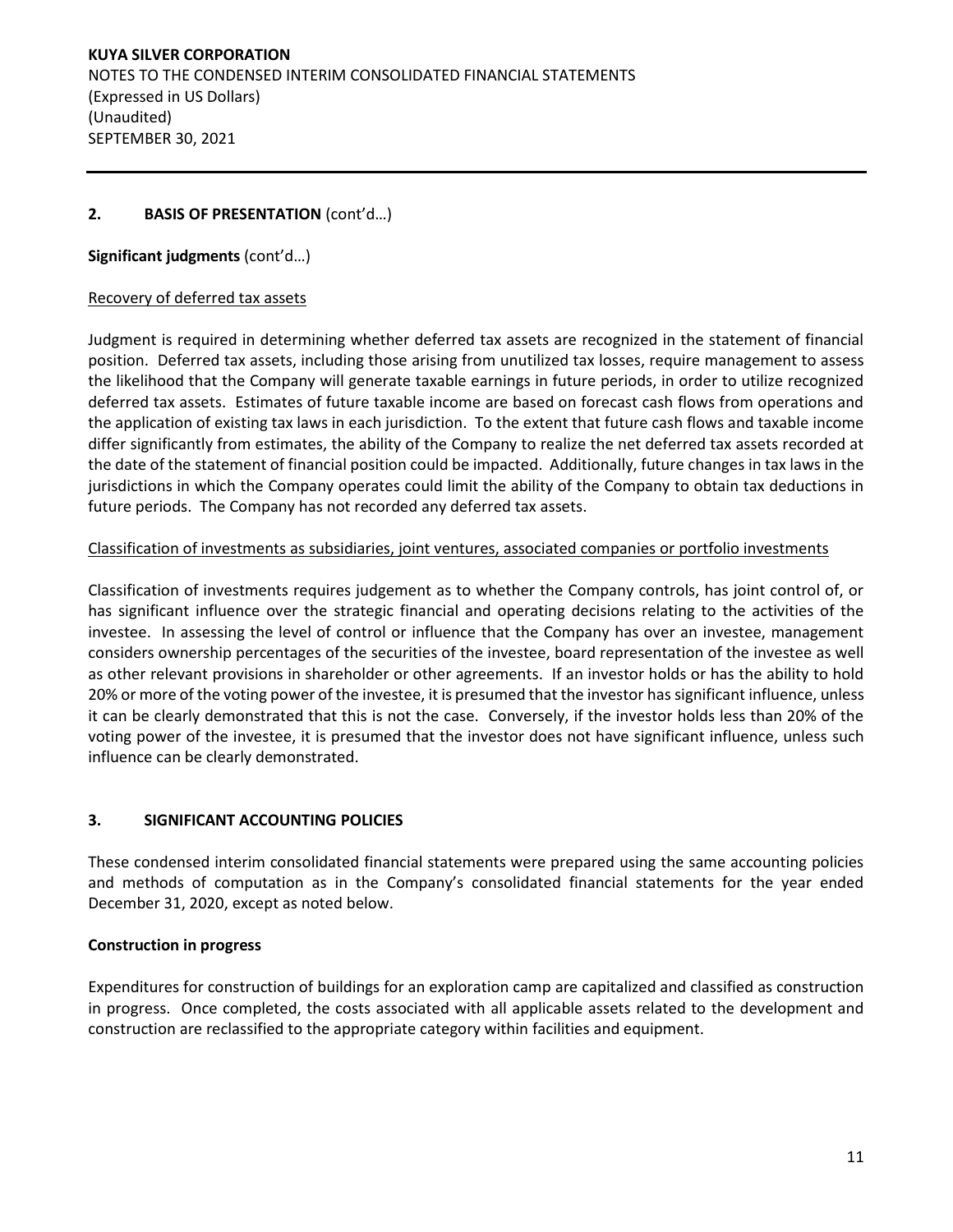## 2. BASIS OF PRESENTATION (cont'd…)

**Significant judgments** (cont'd…)

Recovery of deferred tax assets

Judgment is required in determining whether deferred tax assets are recognized in the statement of financial position. Deferred tax assets, including those arising from unutilized tax losses, require management to assess the likelihood that the Company will generate taxable earnings in future periods, in order to utilize recognized deferred tax assets. Estimates of future taxable income are based on forecast cash flows from operations and the application of existing tax laws in each jurisdiction. To the extent that future cash flows and taxable income differ significantly from estimates, the ability of the Company to realize the net deferred tax assets recorded at the date of the statement of financial position could be impacted. Additionally, future changes in tax laws in the jurisdictions in which the Company operates could limit the ability of the Company to obtain tax deductions in future periods. The Company has not recorded any deferred tax assets.

Classification of investments as subsidiaries, joint ventures, associated companies or portfolio investments

Classification of investments requires judgement as to whether the Company controls, has joint control of, or has significant influence over the strategic financial and operating decisions relating to the activities of the investee. In assessing the level of control or influence that the Company has over an investee, management considers ownership percentages of the securities of the investee, board representation of the investee as well as other relevant provisions in shareholder or other agreements. If an investor holds or has the ability to hold 20% or more of the voting power of the investee, it is presumed that the investor has significant influence, unless it can be clearly demonstrated that this is not the case. Conversely, if the investor holds less than 20% of the voting power of the investee, it is presumed that the investor does not have significant influence, unless such influence can be clearly demonstrated.

## 3. SIGNIFICANT ACCOUNTING POLICIES

These condensed interim consolidated financial statements were prepared using the same accounting policies and methods of computation as in the Company's consolidated financial statements for the year ended December 31, 2020, except as noted below.

**Construction in progress**

Expenditures for construction of buildings for an exploration camp are capitalized and classified as construction in progress. Once completed, the costs associated with all applicable assets related to the development and construction are reclassified to the appropriate category within facilities and equipment.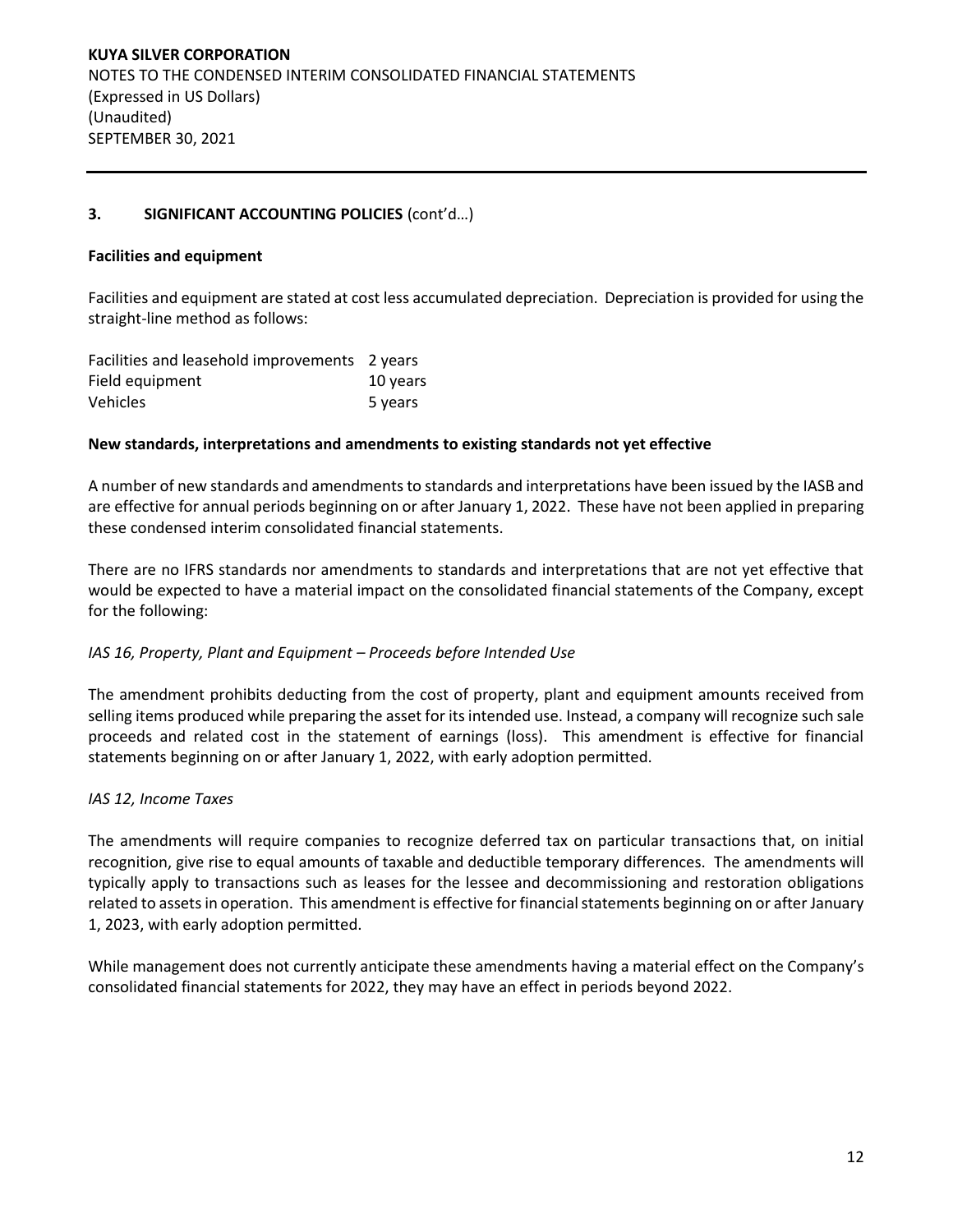## 3. SIGNIFICANT ACCOUNTING POLICIES (cont'd…)

**Facilities and equipment**

Facilities and equipment are stated at cost less accumulated depreciation. Depreciation is provided for using the straight-line method as follows:

| | |
|---|---|
| Facilities and leasehold improvements | 2 years |
| Field equipment | 10 years |
| Vehicles | 5 years |

**New standards, interpretations and amendments to existing standards not yet effective**

A number of new standards and amendments to standards and interpretations have been issued by the IASB and are effective for annual periods beginning on or after January 1, 2022. These have not been applied in preparing these condensed interim consolidated financial statements.

There are no IFRS standards nor amendments to standards and interpretations that are not yet effective that would be expected to have a material impact on the consolidated financial statements of the Company, except for the following:

*IAS 16, Property, Plant and Equipment – Proceeds before Intended Use*

The amendment prohibits deducting from the cost of property, plant and equipment amounts received from selling items produced while preparing the asset for its intended use. Instead, a company will recognize such sale proceeds and related cost in the statement of earnings (loss). This amendment is effective for financial statements beginning on or after January 1, 2022, with early adoption permitted.

*IAS 12, Income Taxes*

The amendments will require companies to recognize deferred tax on particular transactions that, on initial recognition, give rise to equal amounts of taxable and deductible temporary differences. The amendments will typically apply to transactions such as leases for the lessee and decommissioning and restoration obligations related to assets in operation. This amendment is effective for financial statements beginning on or after January 1, 2023, with early adoption permitted.

While management does not currently anticipate these amendments having a material effect on the Company's consolidated financial statements for 2022, they may have an effect in periods beyond 2022.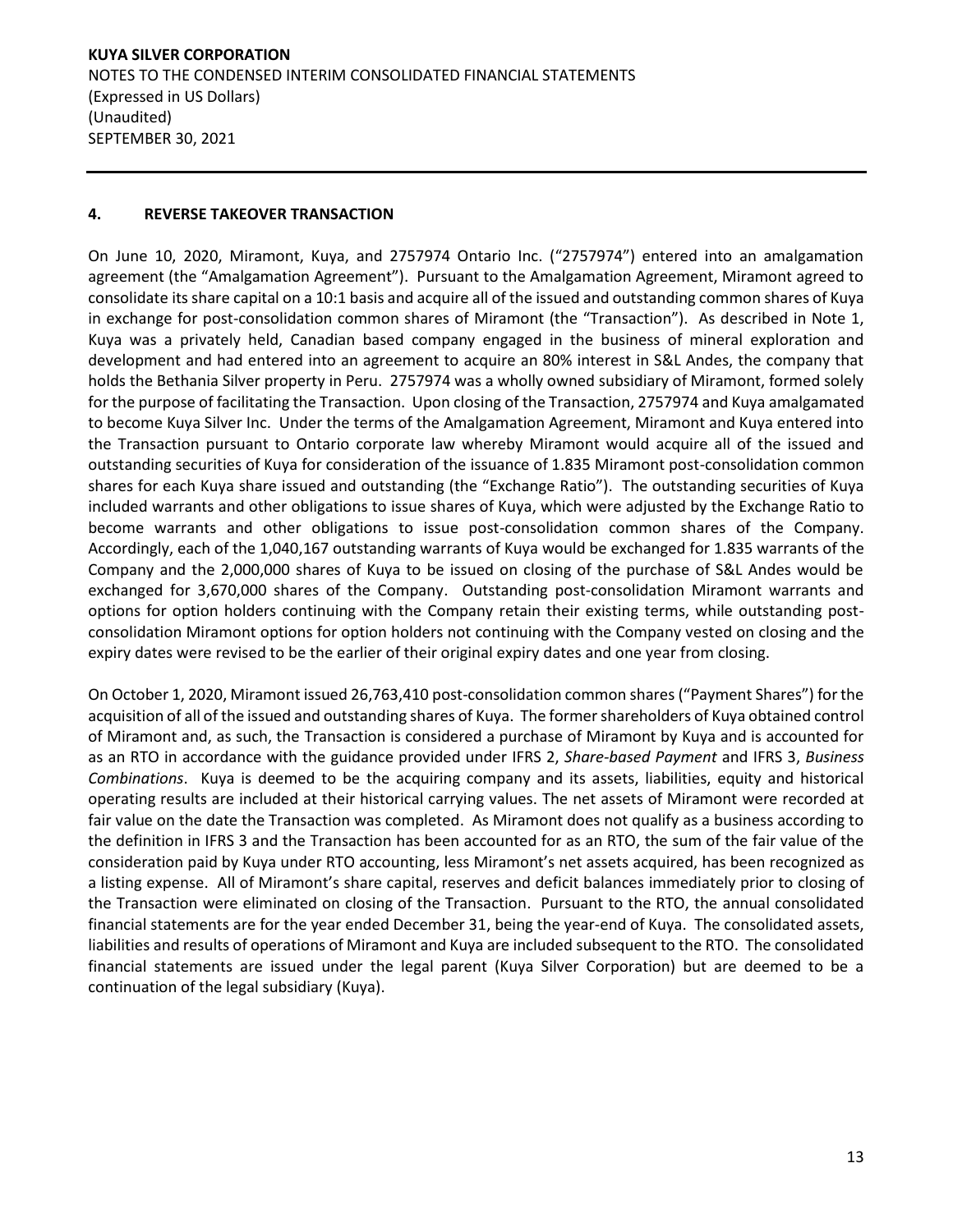## 4. REVERSE TAKEOVER TRANSACTION

On June 10, 2020, Miramont, Kuya, and 2757974 Ontario Inc. ("2757974") entered into an amalgamation agreement (the "Amalgamation Agreement"). Pursuant to the Amalgamation Agreement, Miramont agreed to consolidate its share capital on a 10:1 basis and acquire all of the issued and outstanding common shares of Kuya in exchange for post-consolidation common shares of Miramont (the "Transaction"). As described in Note 1, Kuya was a privately held, Canadian based company engaged in the business of mineral exploration and development and had entered into an agreement to acquire an 80% interest in S&L Andes, the company that holds the Bethania Silver property in Peru. 2757974 was a wholly owned subsidiary of Miramont, formed solely for the purpose of facilitating the Transaction. Upon closing of the Transaction, 2757974 and Kuya amalgamated to become Kuya Silver Inc. Under the terms of the Amalgamation Agreement, Miramont and Kuya entered into the Transaction pursuant to Ontario corporate law whereby Miramont would acquire all of the issued and outstanding securities of Kuya for consideration of the issuance of 1.835 Miramont post-consolidation common shares for each Kuya share issued and outstanding (the "Exchange Ratio"). The outstanding securities of Kuya included warrants and other obligations to issue shares of Kuya, which were adjusted by the Exchange Ratio to become warrants and other obligations to issue post-consolidation common shares of the Company. Accordingly, each of the 1,040,167 outstanding warrants of Kuya would be exchanged for 1.835 warrants of the Company and the 2,000,000 shares of Kuya to be issued on closing of the purchase of S&L Andes would be exchanged for 3,670,000 shares of the Company. Outstanding post-consolidation Miramont warrants and options for option holders continuing with the Company retain their existing terms, while outstanding post-consolidation Miramont options for option holders not continuing with the Company vested on closing and the expiry dates were revised to be the earlier of their original expiry dates and one year from closing.

On October 1, 2020, Miramont issued 26,763,410 post-consolidation common shares ("Payment Shares") for the acquisition of all of the issued and outstanding shares of Kuya. The former shareholders of Kuya obtained control of Miramont and, as such, the Transaction is considered a purchase of Miramont by Kuya and is accounted for as an RTO in accordance with the guidance provided under IFRS 2, *Share-based Payment* and IFRS 3, *Business Combinations*. Kuya is deemed to be the acquiring company and its assets, liabilities, equity and historical operating results are included at their historical carrying values. The net assets of Miramont were recorded at fair value on the date the Transaction was completed. As Miramont does not qualify as a business according to the definition in IFRS 3 and the Transaction has been accounted for as an RTO, the sum of the fair value of the consideration paid by Kuya under RTO accounting, less Miramont's net assets acquired, has been recognized as a listing expense. All of Miramont's share capital, reserves and deficit balances immediately prior to closing of the Transaction were eliminated on closing of the Transaction. Pursuant to the RTO, the annual consolidated financial statements are for the year ended December 31, being the year-end of Kuya. The consolidated assets, liabilities and results of operations of Miramont and Kuya are included subsequent to the RTO. The consolidated financial statements are issued under the legal parent (Kuya Silver Corporation) but are deemed to be a continuation of the legal subsidiary (Kuya).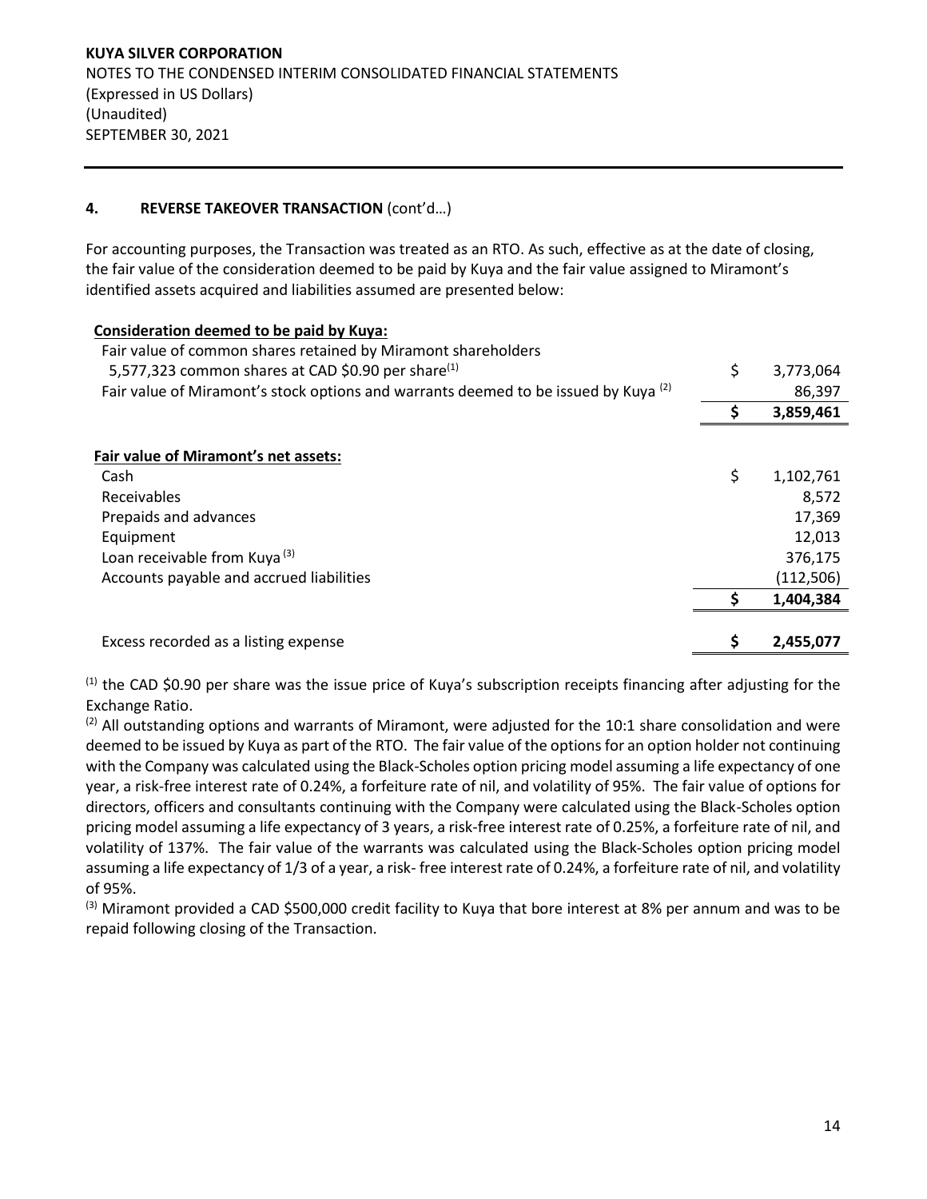## 4. REVERSE TAKEOVER TRANSACTION (cont'd…)

For accounting purposes, the Transaction was treated as an RTO. As such, effective as at the date of closing, the fair value of the consideration deemed to be paid by Kuya and the fair value assigned to Miramont's identified assets acquired and liabilities assumed are presented below:

| | | |
|---|---|---|
| **Consideration deemed to be paid by Kuya:** | | |
| Fair value of common shares retained by Miramont shareholders 5,577,323 common shares at CAD $0.90 per share[1] | $ | 3,773,064 |
| Fair value of Miramont's stock options and warrants deemed to be issued by Kuya [2] | | 86,397 |
| | **$** | **3,859,461** |
| | | |
| **Fair value of Miramont's net assets:** | | |
| Cash | $ | 1,102,761 |
| Receivables | | 8,572 |
| Prepaids and advances | | 17,369 |
| Equipment | | 12,013 |
| Loan receivable from Kuya [3] | | 376,175 |
| Accounts payable and accrued liabilities | | (112,506) |
| | **$** | **1,404,384** |
| | | |
| Excess recorded as a listing expense | **$** | **2,455,077** |

[1] the CAD $0.90 per share was the issue price of Kuya's subscription receipts financing after adjusting for the Exchange Ratio.

[2] All outstanding options and warrants of Miramont, were adjusted for the 10:1 share consolidation and were deemed to be issued by Kuya as part of the RTO. The fair value of the options for an option holder not continuing with the Company was calculated using the Black-Scholes option pricing model assuming a life expectancy of one year, a risk-free interest rate of 0.24%, a forfeiture rate of nil, and volatility of 95%. The fair value of options for directors, officers and consultants continuing with the Company were calculated using the Black-Scholes option pricing model assuming a life expectancy of 3 years, a risk-free interest rate of 0.25%, a forfeiture rate of nil, and volatility of 137%. The fair value of the warrants was calculated using the Black-Scholes option pricing model assuming a life expectancy of 1/3 of a year, a risk- free interest rate of 0.24%, a forfeiture rate of nil, and volatility of 95%.

[3] Miramont provided a CAD $500,000 credit facility to Kuya that bore interest at 8% per annum and was to be repaid following closing of the Transaction.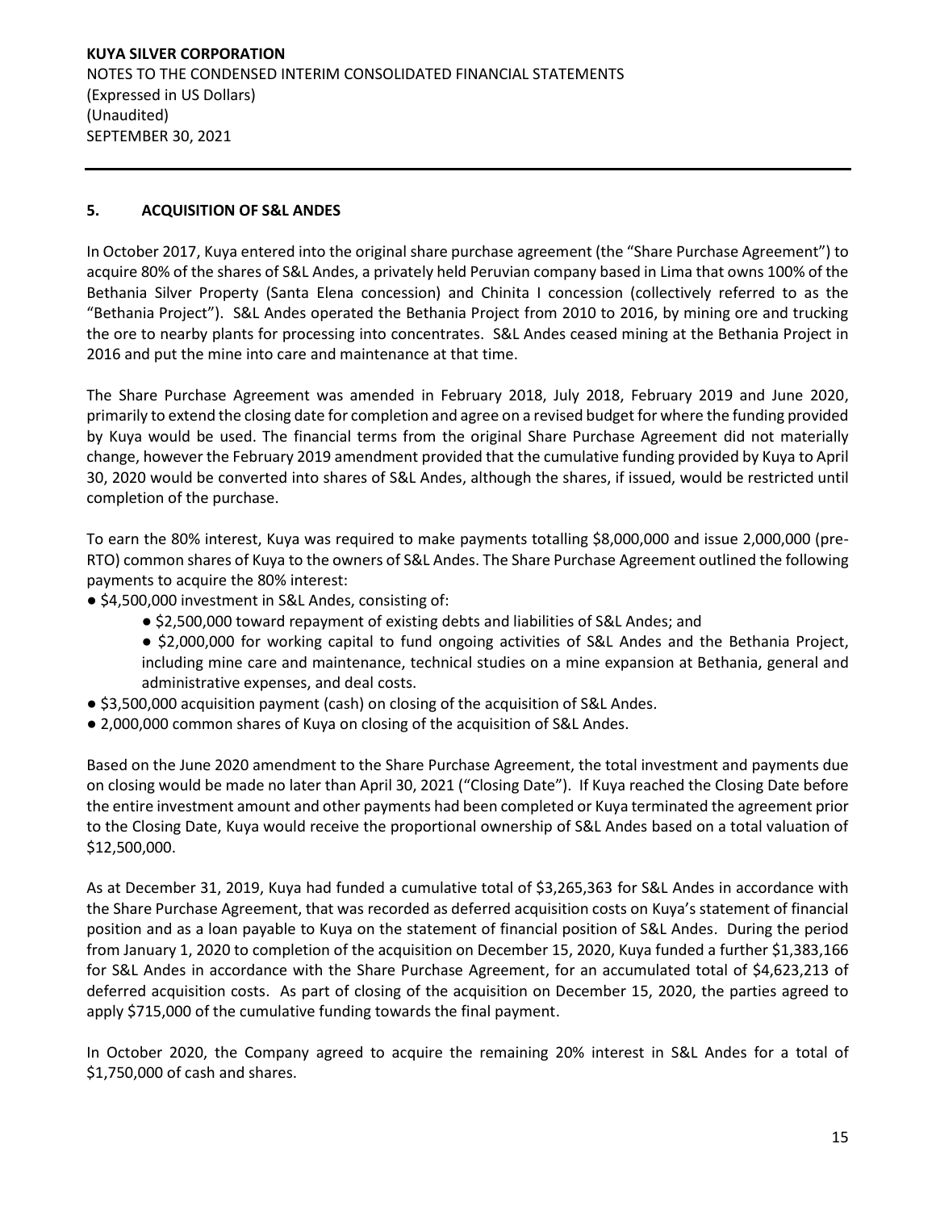## 5. ACQUISITION OF S&L ANDES

In October 2017, Kuya entered into the original share purchase agreement (the "Share Purchase Agreement") to acquire 80% of the shares of S&L Andes, a privately held Peruvian company based in Lima that owns 100% of the Bethania Silver Property (Santa Elena concession) and Chinita I concession (collectively referred to as the "Bethania Project"). S&L Andes operated the Bethania Project from 2010 to 2016, by mining ore and trucking the ore to nearby plants for processing into concentrates. S&L Andes ceased mining at the Bethania Project in 2016 and put the mine into care and maintenance at that time.

The Share Purchase Agreement was amended in February 2018, July 2018, February 2019 and June 2020, primarily to extend the closing date for completion and agree on a revised budget for where the funding provided by Kuya would be used. The financial terms from the original Share Purchase Agreement did not materially change, however the February 2019 amendment provided that the cumulative funding provided by Kuya to April 30, 2020 would be converted into shares of S&L Andes, although the shares, if issued, would be restricted until completion of the purchase.

To earn the 80% interest, Kuya was required to make payments totalling \$8,000,000 and issue 2,000,000 (pre-RTO) common shares of Kuya to the owners of S&L Andes. The Share Purchase Agreement outlined the following payments to acquire the 80% interest:

- \$4,500,000 investment in S&L Andes, consisting of:
  - \$2,500,000 toward repayment of existing debts and liabilities of S&L Andes; and
  - \$2,000,000 for working capital to fund ongoing activities of S&L Andes and the Bethania Project, including mine care and maintenance, technical studies on a mine expansion at Bethania, general and administrative expenses, and deal costs.
- \$3,500,000 acquisition payment (cash) on closing of the acquisition of S&L Andes.
- 2,000,000 common shares of Kuya on closing of the acquisition of S&L Andes.

Based on the June 2020 amendment to the Share Purchase Agreement, the total investment and payments due on closing would be made no later than April 30, 2021 ("Closing Date"). If Kuya reached the Closing Date before the entire investment amount and other payments had been completed or Kuya terminated the agreement prior to the Closing Date, Kuya would receive the proportional ownership of S&L Andes based on a total valuation of \$12,500,000.

As at December 31, 2019, Kuya had funded a cumulative total of \$3,265,363 for S&L Andes in accordance with the Share Purchase Agreement, that was recorded as deferred acquisition costs on Kuya's statement of financial position and as a loan payable to Kuya on the statement of financial position of S&L Andes. During the period from January 1, 2020 to completion of the acquisition on December 15, 2020, Kuya funded a further \$1,383,166 for S&L Andes in accordance with the Share Purchase Agreement, for an accumulated total of \$4,623,213 of deferred acquisition costs. As part of closing of the acquisition on December 15, 2020, the parties agreed to apply \$715,000 of the cumulative funding towards the final payment.

In October 2020, the Company agreed to acquire the remaining 20% interest in S&L Andes for a total of \$1,750,000 of cash and shares.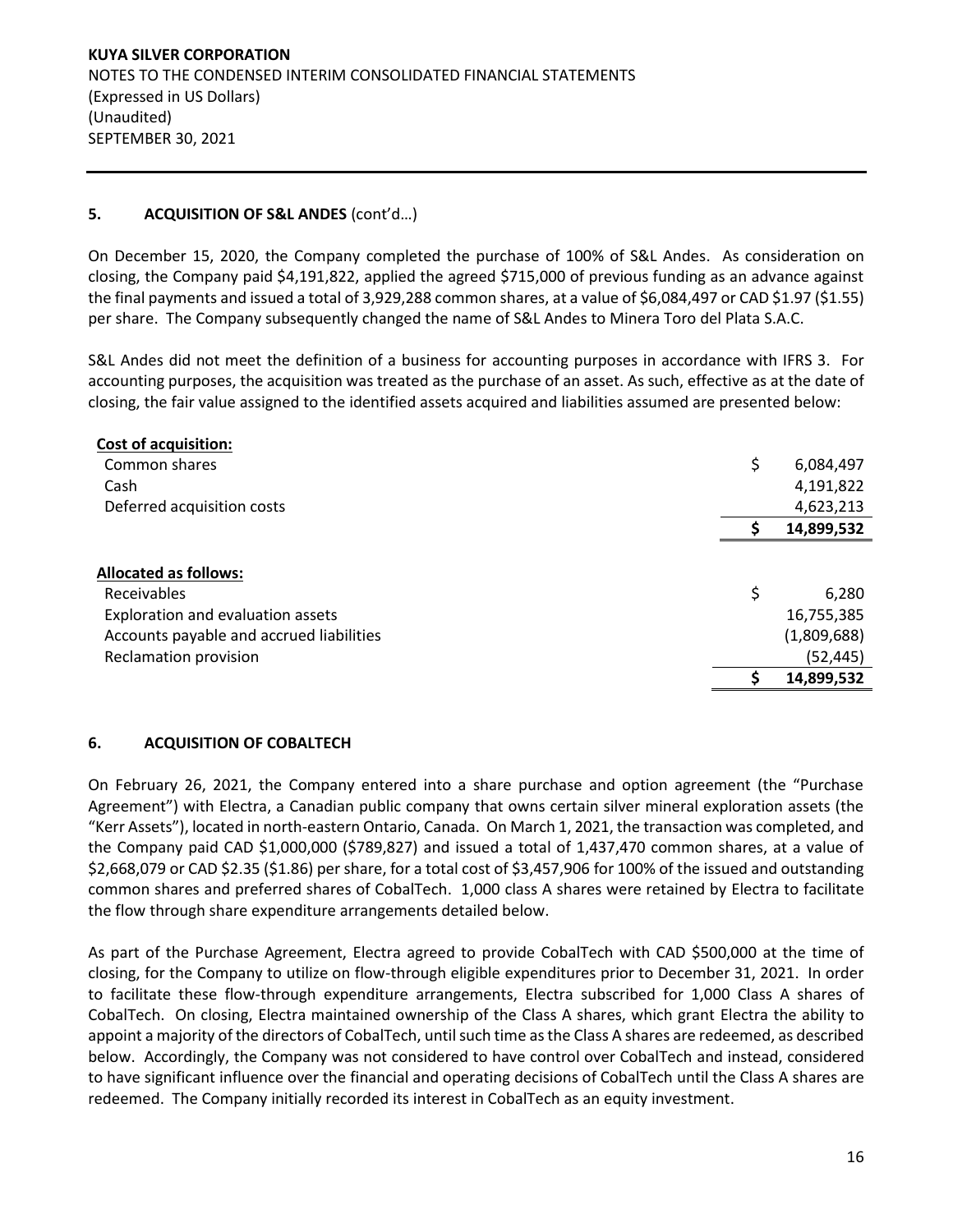## 5. ACQUISITION OF S&L ANDES (cont'd…)

On December 15, 2020, the Company completed the purchase of 100% of S&L Andes. As consideration on closing, the Company paid $4,191,822, applied the agreed $715,000 of previous funding as an advance against the final payments and issued a total of 3,929,288 common shares, at a value of $6,084,497 or CAD $1.97 ($1.55) per share. The Company subsequently changed the name of S&L Andes to Minera Toro del Plata S.A.C.

S&L Andes did not meet the definition of a business for accounting purposes in accordance with IFRS 3. For accounting purposes, the acquisition was treated as the purchase of an asset. As such, effective as at the date of closing, the fair value assigned to the identified assets acquired and liabilities assumed are presented below:

| | |
|---|---|
| **Cost of acquisition:** | |
| Common shares | $ 6,084,497 |
| Cash | 4,191,822 |
| Deferred acquisition costs | 4,623,213 |
| | **$ 14,899,532** |
| | |
| **Allocated as follows:** | |
| Receivables | $ 6,280 |
| Exploration and evaluation assets | 16,755,385 |
| Accounts payable and accrued liabilities | (1,809,688) |
| Reclamation provision | (52,445) |
| | **$ 14,899,532** |

## 6. ACQUISITION OF COBALTECH

On February 26, 2021, the Company entered into a share purchase and option agreement (the "Purchase Agreement") with Electra, a Canadian public company that owns certain silver mineral exploration assets (the "Kerr Assets"), located in north-eastern Ontario, Canada. On March 1, 2021, the transaction was completed, and the Company paid CAD $1,000,000 ($789,827) and issued a total of 1,437,470 common shares, at a value of $2,668,079 or CAD $2.35 ($1.86) per share, for a total cost of $3,457,906 for 100% of the issued and outstanding common shares and preferred shares of CobalTech. 1,000 class A shares were retained by Electra to facilitate the flow through share expenditure arrangements detailed below.

As part of the Purchase Agreement, Electra agreed to provide CobalTech with CAD $500,000 at the time of closing, for the Company to utilize on flow-through eligible expenditures prior to December 31, 2021. In order to facilitate these flow-through expenditure arrangements, Electra subscribed for 1,000 Class A shares of CobalTech. On closing, Electra maintained ownership of the Class A shares, which grant Electra the ability to appoint a majority of the directors of CobalTech, until such time as the Class A shares are redeemed, as described below. Accordingly, the Company was not considered to have control over CobalTech and instead, considered to have significant influence over the financial and operating decisions of CobalTech until the Class A shares are redeemed. The Company initially recorded its interest in CobalTech as an equity investment.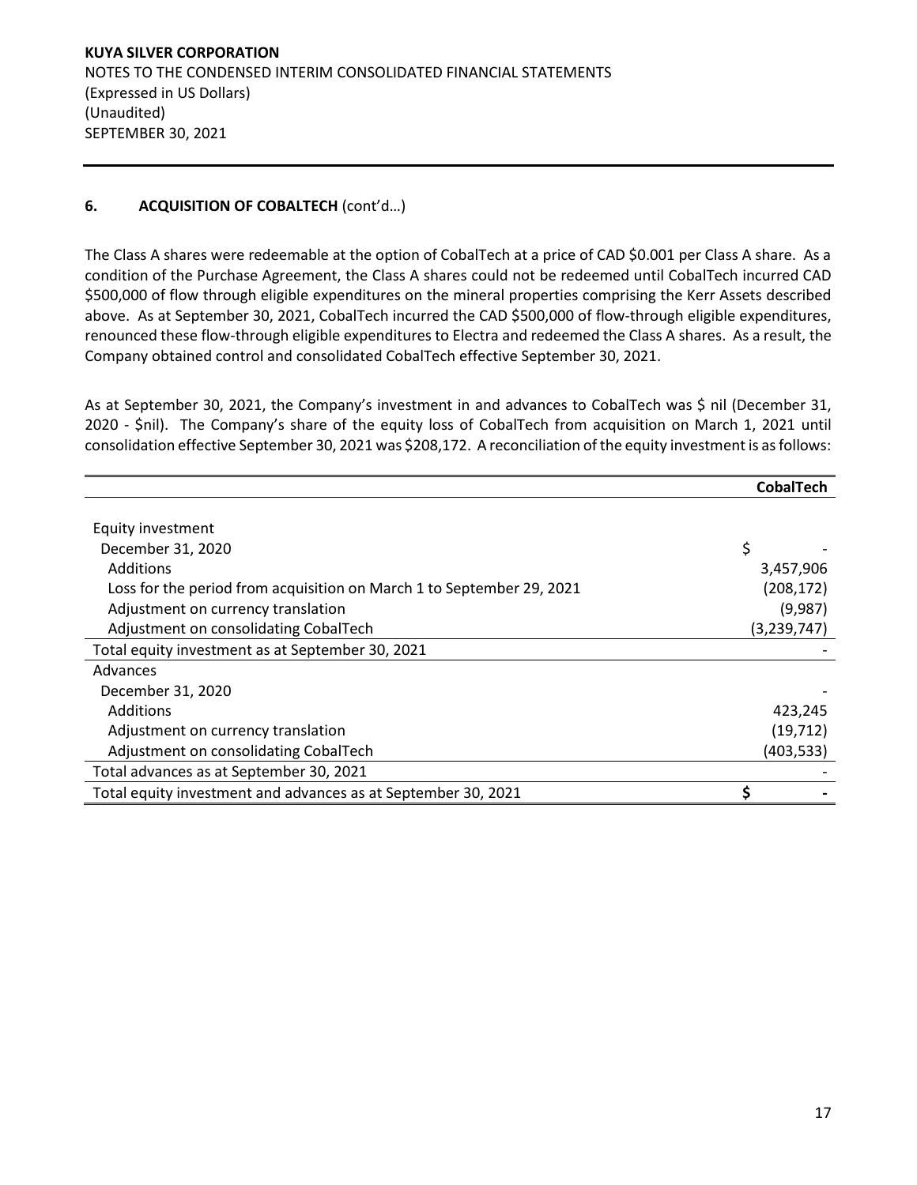## 6. ACQUISITION OF COBALTECH (cont'd…)

The Class A shares were redeemable at the option of CobalTech at a price of CAD $0.001 per Class A share. As a condition of the Purchase Agreement, the Class A shares could not be redeemed until CobalTech incurred CAD $500,000 of flow through eligible expenditures on the mineral properties comprising the Kerr Assets described above. As at September 30, 2021, CobalTech incurred the CAD $500,000 of flow-through eligible expenditures, renounced these flow-through eligible expenditures to Electra and redeemed the Class A shares. As a result, the Company obtained control and consolidated CobalTech effective September 30, 2021.

As at September 30, 2021, the Company's investment in and advances to CobalTech was $ nil (December 31, 2020 - $nil). The Company's share of the equity loss of CobalTech from acquisition on March 1, 2021 until consolidation effective September 30, 2021 was $208,172. A reconciliation of the equity investment is as follows:

| | **CobalTech** |
|---|---|
| Equity investment | |
| December 31, 2020 | $ - |
| Additions | 3,457,906 |
| Loss for the period from acquisition on March 1 to September 29, 2021 | (208,172) |
| Adjustment on currency translation | (9,987) |
| Adjustment on consolidating CobalTech | (3,239,747) |
| Total equity investment as at September 30, 2021 | - |
| Advances | |
| December 31, 2020 | - |
| Additions | 423,245 |
| Adjustment on currency translation | (19,712) |
| Adjustment on consolidating CobalTech | (403,533) |
| Total advances as at September 30, 2021 | - |
| Total equity investment and advances as at September 30, 2021 | **$ -** |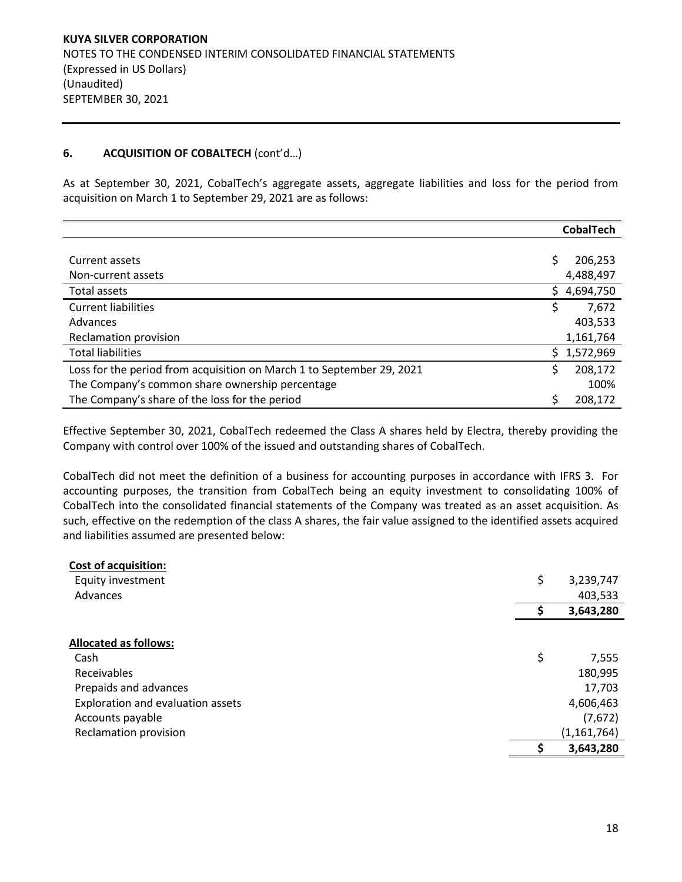## 6. ACQUISITION OF COBALTECH (cont'd…)

As at September 30, 2021, CobalTech's aggregate assets, aggregate liabilities and loss for the period from acquisition on March 1 to September 29, 2021 are as follows:

| | CobalTech |
|---|---|
| Current assets | $ 206,253 |
| Non-current assets | 4,488,497 |
| Total assets | $ 4,694,750 |
| Current liabilities | $ 7,672 |
| Advances | 403,533 |
| Reclamation provision | 1,161,764 |
| Total liabilities | $ 1,572,969 |
| Loss for the period from acquisition on March 1 to September 29, 2021 | $ 208,172 |
| The Company's common share ownership percentage | 100% |
| The Company's share of the loss for the period | $ 208,172 |

Effective September 30, 2021, CobalTech redeemed the Class A shares held by Electra, thereby providing the Company with control over 100% of the issued and outstanding shares of CobalTech.

CobalTech did not meet the definition of a business for accounting purposes in accordance with IFRS 3. For accounting purposes, the transition from CobalTech being an equity investment to consolidating 100% of CobalTech into the consolidated financial statements of the Company was treated as an asset acquisition. As such, effective on the redemption of the class A shares, the fair value assigned to the identified assets acquired and liabilities assumed are presented below:

| | |
|---|---|
| **Cost of acquisition:** | |
| Equity investment | $ 3,239,747 |
| Advances | 403,533 |
| | **$ 3,643,280** |
| | |
| **Allocated as follows:** | |
| Cash | $ 7,555 |
| Receivables | 180,995 |
| Prepaids and advances | 17,703 |
| Exploration and evaluation assets | 4,606,463 |
| Accounts payable | (7,672) |
| Reclamation provision | (1,161,764) |
| | **$ 3,643,280** |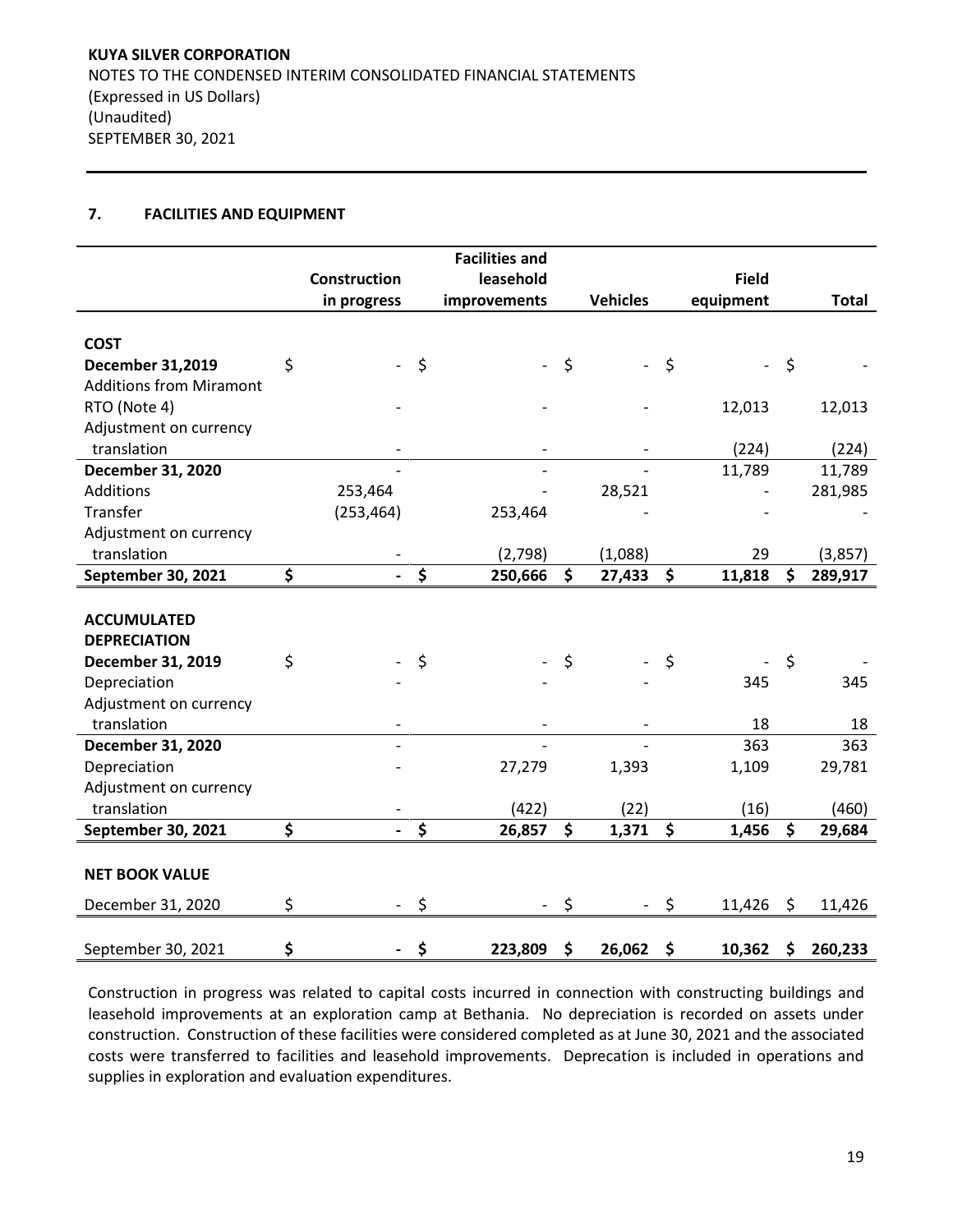## 7. FACILITIES AND EQUIPMENT

| | Construction in progress | Facilities and leasehold improvements | Vehicles | Field equipment | Total |
|---|---|---|---|---|---|
| **COST** | | | | | |
| **December 31,2019** | $ - | $ - | $ - | $ - | $ - |
| Additions from Miramont RTO (Note 4) | - | - | - | 12,013 | 12,013 |
| Adjustment on currency translation | - | - | - | (224) | (224) |
| **December 31, 2020** | - | - | - | 11,789 | 11,789 |
| Additions | 253,464 | - | 28,521 | - | 281,985 |
| Transfer | (253,464) | 253,464 | - | - | - |
| Adjustment on currency translation | - | (2,798) | (1,088) | 29 | (3,857) |
| **September 30, 2021** | **$ -** | **$ 250,666** | **$ 27,433** | **$ 11,818** | **$ 289,917** |
| **ACCUMULATED DEPRECIATION** | | | | | |
| **December 31, 2019** | $ - | $ - | $ - | $ - | $ - |
| Depreciation | - | - | - | 345 | 345 |
| Adjustment on currency translation | - | - | - | 18 | 18 |
| **December 31, 2020** | - | - | - | 363 | 363 |
| Depreciation | - | 27,279 | 1,393 | 1,109 | 29,781 |
| Adjustment on currency translation | - | (422) | (22) | (16) | (460) |
| **September 30, 2021** | **$ -** | **$ 26,857** | **$ 1,371** | **$ 1,456** | **$ 29,684** |
| **NET BOOK VALUE** | | | | | |
| December 31, 2020 | $ - | $ - | $ - | $ 11,426 | $ 11,426 |
| September 30, 2021 | **$ -** | **$ 223,809** | **$ 26,062** | **$ 10,362** | **$ 260,233** |

Construction in progress was related to capital costs incurred in connection with constructing buildings and leasehold improvements at an exploration camp at Bethania. No depreciation is recorded on assets under construction. Construction of these facilities were considered completed as at June 30, 2021 and the associated costs were transferred to facilities and leasehold improvements. Deprecation is included in operations and supplies in exploration and evaluation expenditures.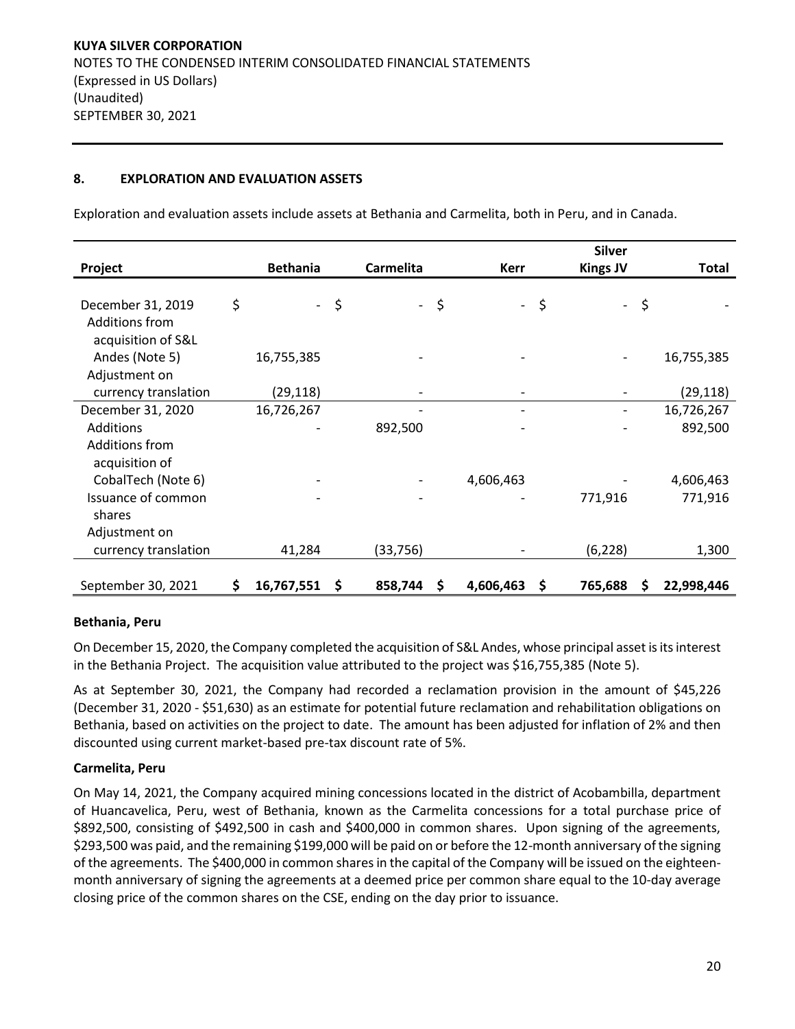KUYA SILVER CORPORATION
NOTES TO THE CONDENSED INTERIM CONSOLIDATED FINANCIAL STATEMENTS
(Expressed in US Dollars)
(Unaudited)
SEPTEMBER 30, 2021

## 8. EXPLORATION AND EVALUATION ASSETS

Exploration and evaluation assets include assets at Bethania and Carmelita, both in Peru, and in Canada.

| Project | Bethania | Carmelita | Kerr | Silver Kings JV | Total |
|---|---|---|---|---|---|
| December 31, 2019 | $ - | $ - | $ - | $ - | $ - |
| Additions from acquisition of S&L Andes (Note 5) | 16,755,385 | - | - | - | 16,755,385 |
| Adjustment on currency translation | (29,118) | - | - | - | (29,118) |
| December 31, 2020 | 16,726,267 | - | - | - | 16,726,267 |
| Additions | - | 892,500 | - | - | 892,500 |
| Additions from acquisition of CobalTech (Note 6) | - | - | 4,606,463 | - | 4,606,463 |
| Issuance of common shares | - | - | - | 771,916 | 771,916 |
| Adjustment on currency translation | 41,284 | (33,756) | - | (6,228) | 1,300 |
| September 30, 2021 | $ 16,767,551 | $ 858,744 | $ 4,606,463 | $ 765,688 | $ 22,998,446 |

### Bethania, Peru

On December 15, 2020, the Company completed the acquisition of S&L Andes, whose principal asset is its interest in the Bethania Project. The acquisition value attributed to the project was $16,755,385 (Note 5).

As at September 30, 2021, the Company had recorded a reclamation provision in the amount of $45,226 (December 31, 2020 - $51,630) as an estimate for potential future reclamation and rehabilitation obligations on Bethania, based on activities on the project to date. The amount has been adjusted for inflation of 2% and then discounted using current market-based pre-tax discount rate of 5%.

### Carmelita, Peru

On May 14, 2021, the Company acquired mining concessions located in the district of Acobambilla, department of Huancavelica, Peru, west of Bethania, known as the Carmelita concessions for a total purchase price of $892,500, consisting of $492,500 in cash and $400,000 in common shares. Upon signing of the agreements, $293,500 was paid, and the remaining $199,000 will be paid on or before the 12-month anniversary of the signing of the agreements. The $400,000 in common shares in the capital of the Company will be issued on the eighteen-month anniversary of signing the agreements at a deemed price per common share equal to the 10-day average closing price of the common shares on the CSE, ending on the day prior to issuance.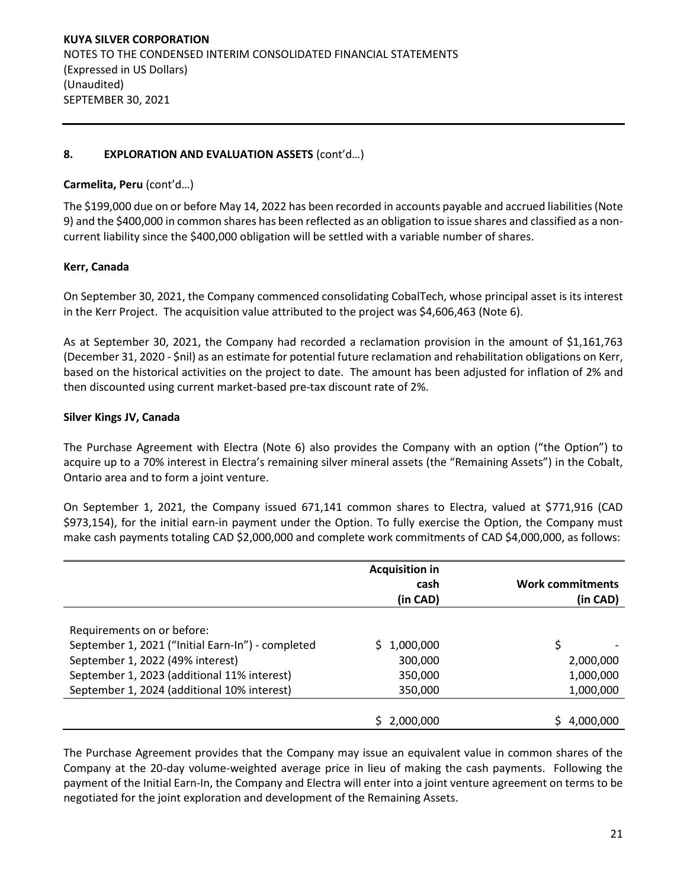## 8. EXPLORATION AND EVALUATION ASSETS (cont'd…)

**Carmelita, Peru** (cont'd…)

The $199,000 due on or before May 14, 2022 has been recorded in accounts payable and accrued liabilities (Note 9) and the $400,000 in common shares has been reflected as an obligation to issue shares and classified as a non-current liability since the $400,000 obligation will be settled with a variable number of shares.

**Kerr, Canada**

On September 30, 2021, the Company commenced consolidating CobalTech, whose principal asset is its interest in the Kerr Project. The acquisition value attributed to the project was $4,606,463 (Note 6).

As at September 30, 2021, the Company had recorded a reclamation provision in the amount of $1,161,763 (December 31, 2020 - $nil) as an estimate for potential future reclamation and rehabilitation obligations on Kerr, based on the historical activities on the project to date. The amount has been adjusted for inflation of 2% and then discounted using current market-based pre-tax discount rate of 2%.

**Silver Kings JV, Canada**

The Purchase Agreement with Electra (Note 6) also provides the Company with an option ("the Option") to acquire up to a 70% interest in Electra's remaining silver mineral assets (the "Remaining Assets") in the Cobalt, Ontario area and to form a joint venture.

On September 1, 2021, the Company issued 671,141 common shares to Electra, valued at $771,916 (CAD $973,154), for the initial earn-in payment under the Option. To fully exercise the Option, the Company must make cash payments totaling CAD $2,000,000 and complete work commitments of CAD $4,000,000, as follows:

| | Acquisition in cash (in CAD) | Work commitments (in CAD) |
|---|---|---|
| Requirements on or before: | | |
| September 1, 2021 ("Initial Earn-In") - completed | $ 1,000,000 | $ - |
| September 1, 2022 (49% interest) | 300,000 | 2,000,000 |
| September 1, 2023 (additional 11% interest) | 350,000 | 1,000,000 |
| September 1, 2024 (additional 10% interest) | 350,000 | 1,000,000 |
| | $ 2,000,000 | $ 4,000,000 |

The Purchase Agreement provides that the Company may issue an equivalent value in common shares of the Company at the 20-day volume-weighted average price in lieu of making the cash payments. Following the payment of the Initial Earn-In, the Company and Electra will enter into a joint venture agreement on terms to be negotiated for the joint exploration and development of the Remaining Assets.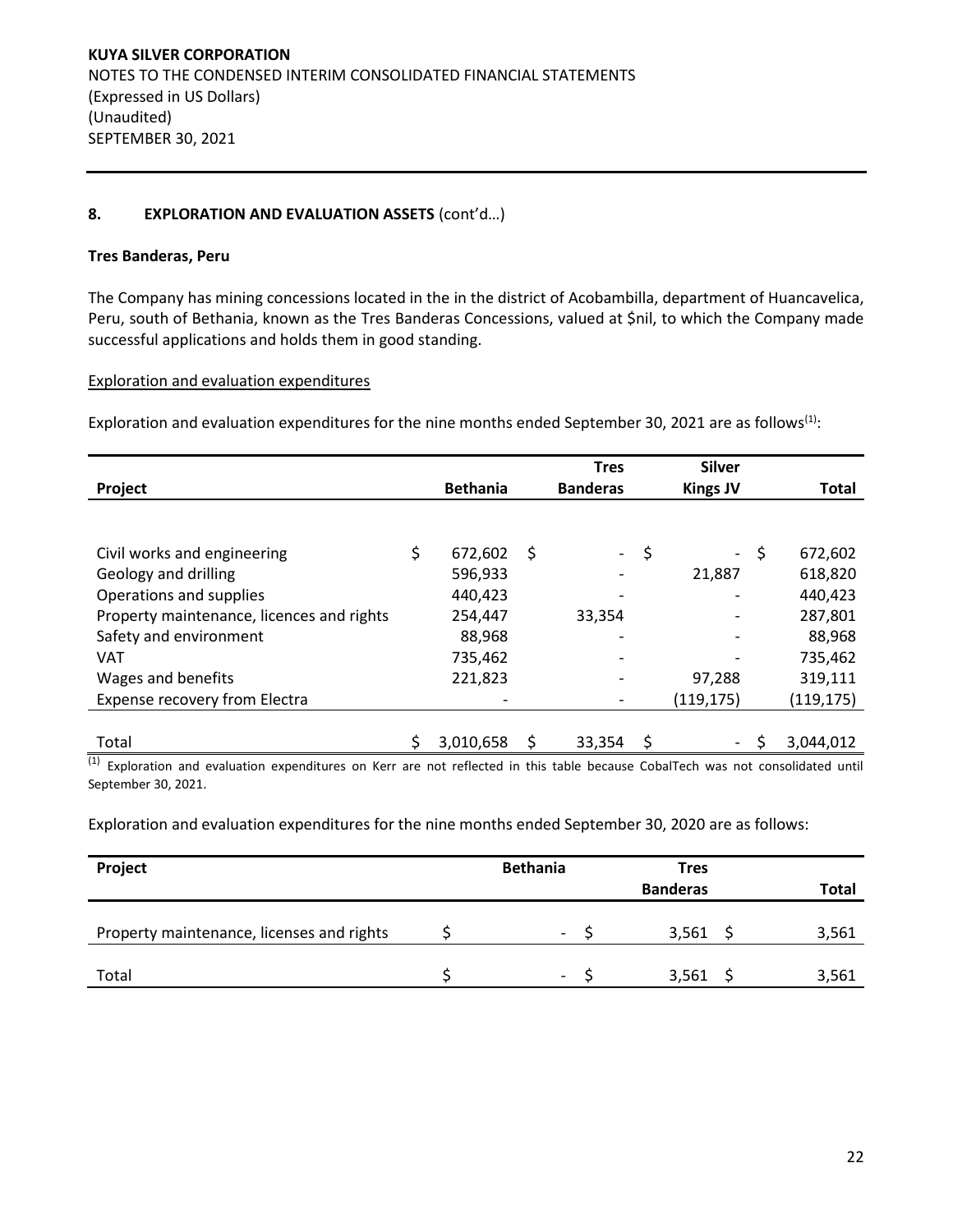## 8. EXPLORATION AND EVALUATION ASSETS (cont'd…)

### Tres Banderas, Peru

The Company has mining concessions located in the in the district of Acobambilla, department of Huancavelica, Peru, south of Bethania, known as the Tres Banderas Concessions, valued at $nil, to which the Company made successful applications and holds them in good standing.

Exploration and evaluation expenditures

Exploration and evaluation expenditures for the nine months ended September 30, 2021 are as follows[(1)]:

| Project | Bethania | Tres Banderas | Silver Kings JV | Total |
|---|---|---|---|---|
| Civil works and engineering | $ 672,602 | $ - | $ - | $ 672,602 |
| Geology and drilling | 596,933 | - | 21,887 | 618,820 |
| Operations and supplies | 440,423 | - | - | 440,423 |
| Property maintenance, licences and rights | 254,447 | 33,354 | - | 287,801 |
| Safety and environment | 88,968 | - | - | 88,968 |
| VAT | 735,462 | - | - | 735,462 |
| Wages and benefits | 221,823 | - | 97,288 | 319,111 |
| Expense recovery from Electra | - | - | (119,175) | (119,175) |
| Total | $ 3,010,658 | $ 33,354 | $ - | $ 3,044,012 |

[(1)] Exploration and evaluation expenditures on Kerr are not reflected in this table because CobalTech was not consolidated until September 30, 2021.

Exploration and evaluation expenditures for the nine months ended September 30, 2020 are as follows:

| Project | Bethania | Tres Banderas | Total |
|---|---|---|---|
| Property maintenance, licenses and rights | $ - | $ 3,561 | $ 3,561 |
| Total | $ - | $ 3,561 | $ 3,561 |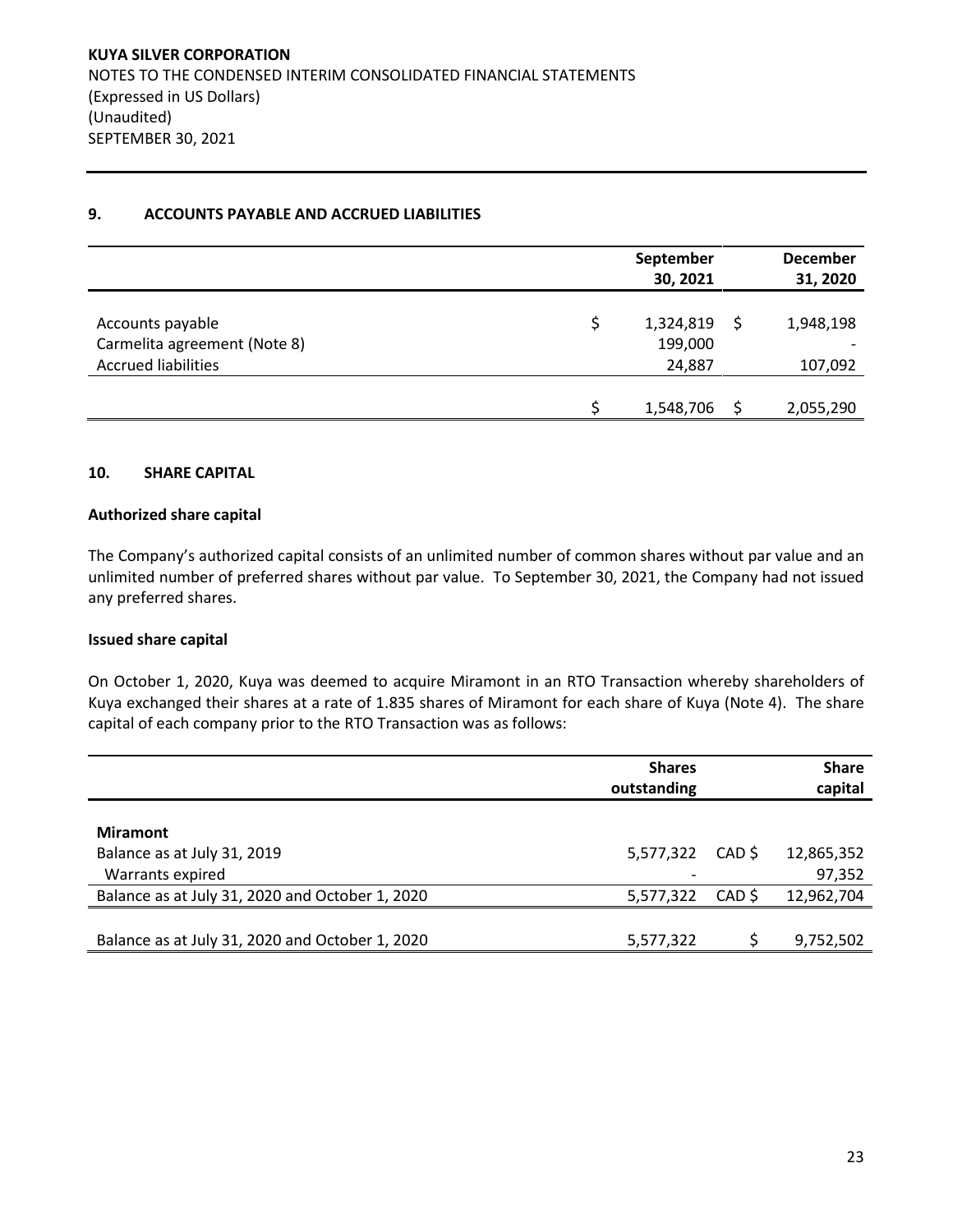KUYA SILVER CORPORATION
NOTES TO THE CONDENSED INTERIM CONSOLIDATED FINANCIAL STATEMENTS
(Expressed in US Dollars)
(Unaudited)
SEPTEMBER 30, 2021

## 9. ACCOUNTS PAYABLE AND ACCRUED LIABILITIES

| | | September 30, 2021 | | December 31, 2020 |
|---|---|---|---|---|
| Accounts payable | $ | 1,324,819 | $ | 1,948,198 |
| Carmelita agreement (Note 8) | | 199,000 | | - |
| Accrued liabilities | | 24,887 | | 107,092 |
| | $ | 1,548,706 | $ | 2,055,290 |

## 10. SHARE CAPITAL

### Authorized share capital

The Company's authorized capital consists of an unlimited number of common shares without par value and an unlimited number of preferred shares without par value. To September 30, 2021, the Company had not issued any preferred shares.

### Issued share capital

On October 1, 2020, Kuya was deemed to acquire Miramont in an RTO Transaction whereby shareholders of Kuya exchanged their shares at a rate of 1.835 shares of Miramont for each share of Kuya (Note 4). The share capital of each company prior to the RTO Transaction was as follows:

| | Shares outstanding | | Share capital |
|---|---|---|---|
| **Miramont** | | | |
| Balance as at July 31, 2019 | 5,577,322 | CAD $ | 12,865,352 |
| Warrants expired | - | | 97,352 |
| Balance as at July 31, 2020 and October 1, 2020 | 5,577,322 | CAD $ | 12,962,704 |
| Balance as at July 31, 2020 and October 1, 2020 | 5,577,322 | $ | 9,752,502 |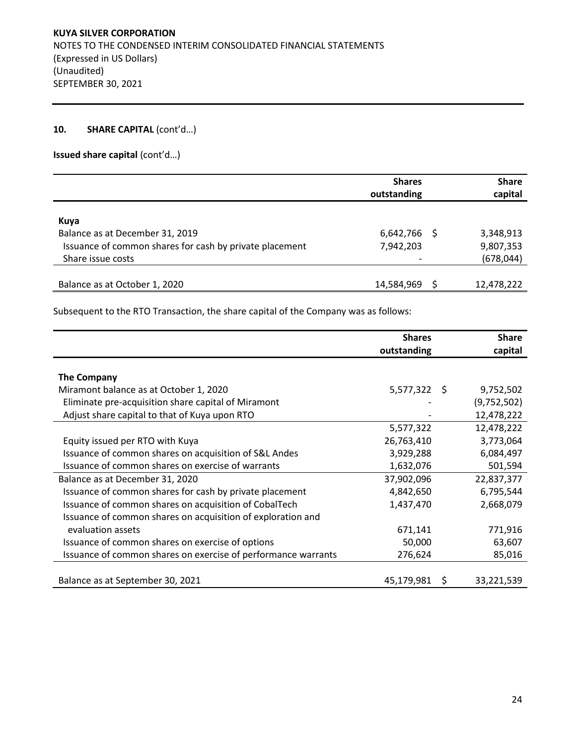## 10. SHARE CAPITAL (cont'd…)

**Issued share capital** (cont'd…)

| | Shares outstanding | Share capital |
|---|---|---|
| **Kuya** | | |
| Balance as at December 31, 2019 | 6,642,766 | $ 3,348,913 |
| Issuance of common shares for cash by private placement | 7,942,203 | 9,807,353 |
| Share issue costs | - | (678,044) |
| Balance as at October 1, 2020 | 14,584,969 | $ 12,478,222 |

Subsequent to the RTO Transaction, the share capital of the Company was as follows:

| | Shares outstanding | Share capital |
|---|---|---|
| **The Company** | | |
| Miramont balance as at October 1, 2020 | 5,577,322 | $ 9,752,502 |
| Eliminate pre-acquisition share capital of Miramont | - | (9,752,502) |
| Adjust share capital to that of Kuya upon RTO | - | 12,478,222 |
| | 5,577,322 | 12,478,222 |
| Equity issued per RTO with Kuya | 26,763,410 | 3,773,064 |
| Issuance of common shares on acquisition of S&L Andes | 3,929,288 | 6,084,497 |
| Issuance of common shares on exercise of warrants | 1,632,076 | 501,594 |
| Balance as at December 31, 2020 | 37,902,096 | 22,837,377 |
| Issuance of common shares for cash by private placement | 4,842,650 | 6,795,544 |
| Issuance of common shares on acquisition of CobalTech | 1,437,470 | 2,668,079 |
| Issuance of common shares on acquisition of exploration and evaluation assets | 671,141 | 771,916 |
| Issuance of common shares on exercise of options | 50,000 | 63,607 |
| Issuance of common shares on exercise of performance warrants | 276,624 | 85,016 |
| Balance as at September 30, 2021 | 45,179,981 | $ 33,221,539 |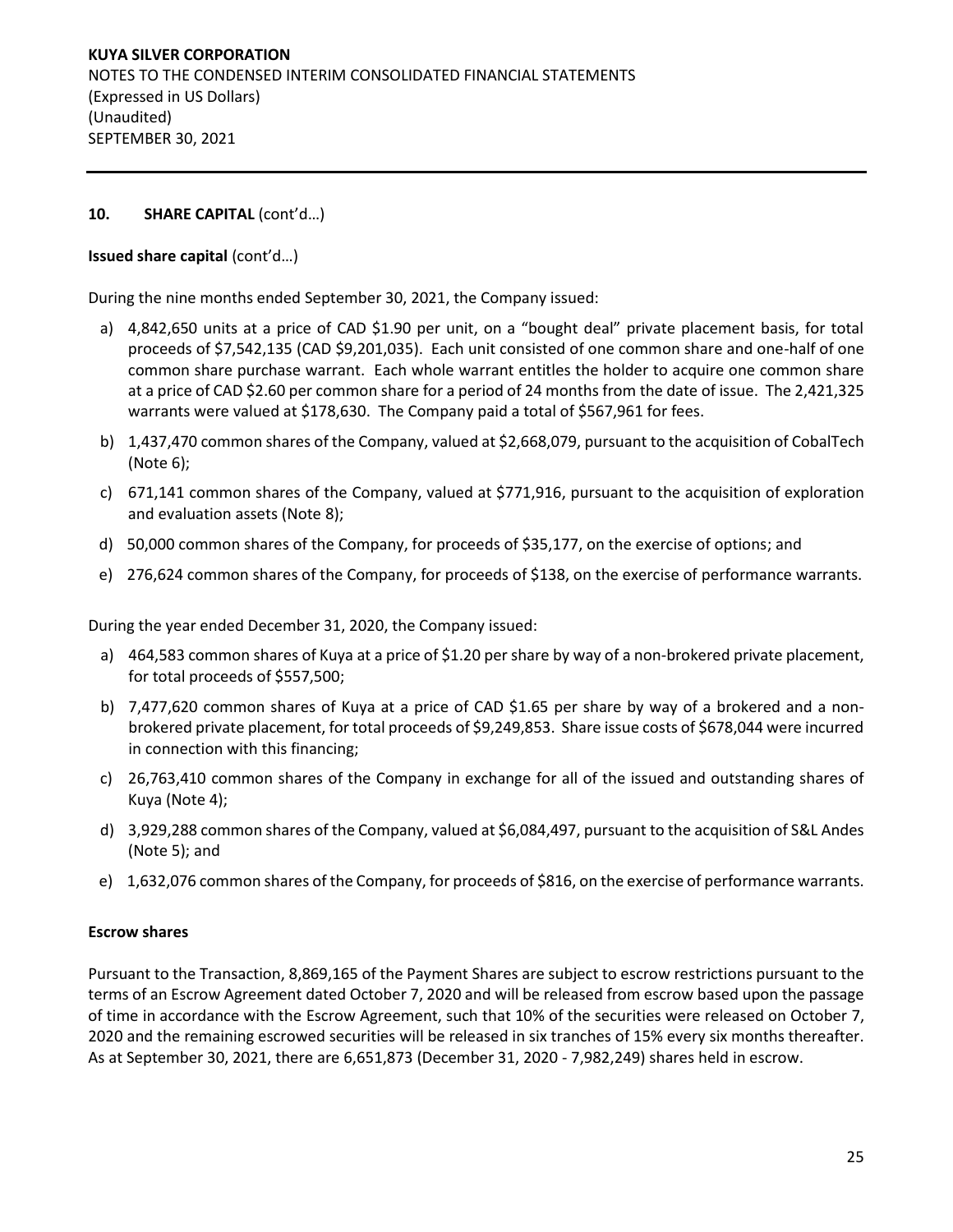## 10. SHARE CAPITAL (cont'd…)

**Issued share capital** (cont'd…)

During the nine months ended September 30, 2021, the Company issued:

a) 4,842,650 units at a price of CAD $1.90 per unit, on a "bought deal" private placement basis, for total proceeds of $7,542,135 (CAD $9,201,035). Each unit consisted of one common share and one-half of one common share purchase warrant. Each whole warrant entitles the holder to acquire one common share at a price of CAD $2.60 per common share for a period of 24 months from the date of issue. The 2,421,325 warrants were valued at $178,630. The Company paid a total of $567,961 for fees.

b) 1,437,470 common shares of the Company, valued at $2,668,079, pursuant to the acquisition of CobalTech (Note 6);

c) 671,141 common shares of the Company, valued at $771,916, pursuant to the acquisition of exploration and evaluation assets (Note 8);

d) 50,000 common shares of the Company, for proceeds of $35,177, on the exercise of options; and

e) 276,624 common shares of the Company, for proceeds of $138, on the exercise of performance warrants.

During the year ended December 31, 2020, the Company issued:

a) 464,583 common shares of Kuya at a price of $1.20 per share by way of a non-brokered private placement, for total proceeds of $557,500;

b) 7,477,620 common shares of Kuya at a price of CAD $1.65 per share by way of a brokered and a non-brokered private placement, for total proceeds of $9,249,853. Share issue costs of $678,044 were incurred in connection with this financing;

c) 26,763,410 common shares of the Company in exchange for all of the issued and outstanding shares of Kuya (Note 4);

d) 3,929,288 common shares of the Company, valued at $6,084,497, pursuant to the acquisition of S&L Andes (Note 5); and

e) 1,632,076 common shares of the Company, for proceeds of $816, on the exercise of performance warrants.

**Escrow shares**

Pursuant to the Transaction, 8,869,165 of the Payment Shares are subject to escrow restrictions pursuant to the terms of an Escrow Agreement dated October 7, 2020 and will be released from escrow based upon the passage of time in accordance with the Escrow Agreement, such that 10% of the securities were released on October 7, 2020 and the remaining escrowed securities will be released in six tranches of 15% every six months thereafter. As at September 30, 2021, there are 6,651,873 (December 31, 2020 - 7,982,249) shares held in escrow.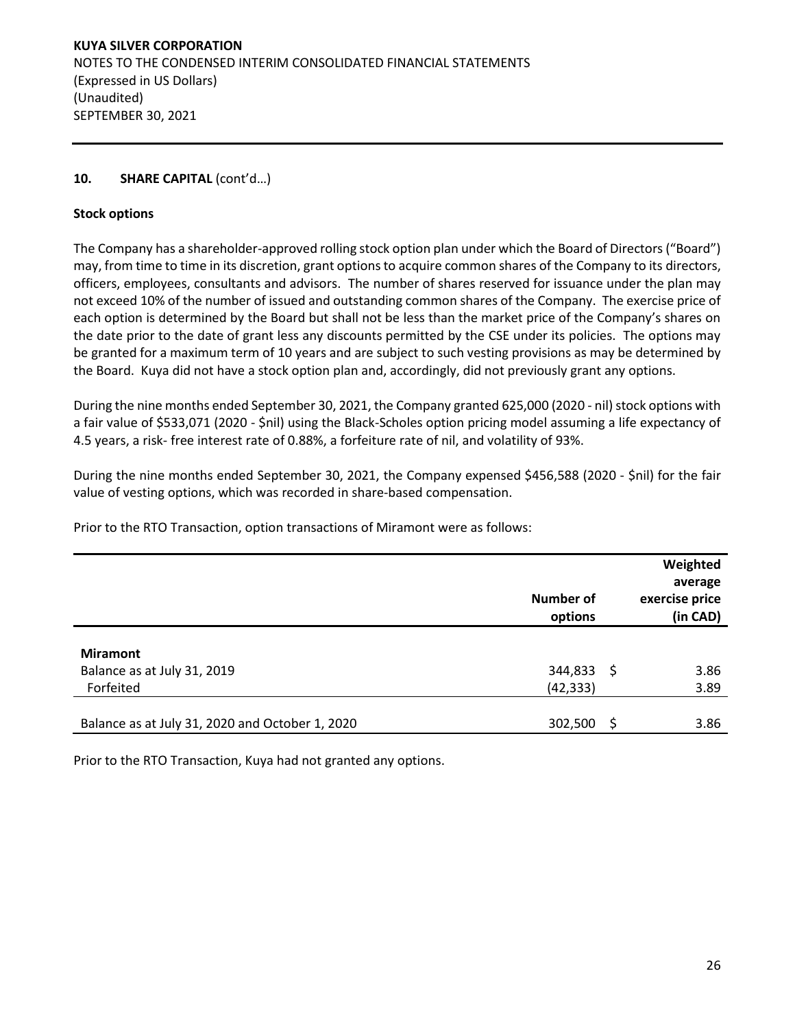## 10. SHARE CAPITAL (cont'd…)

### Stock options

The Company has a shareholder-approved rolling stock option plan under which the Board of Directors ("Board") may, from time to time in its discretion, grant options to acquire common shares of the Company to its directors, officers, employees, consultants and advisors. The number of shares reserved for issuance under the plan may not exceed 10% of the number of issued and outstanding common shares of the Company. The exercise price of each option is determined by the Board but shall not be less than the market price of the Company's shares on the date prior to the date of grant less any discounts permitted by the CSE under its policies. The options may be granted for a maximum term of 10 years and are subject to such vesting provisions as may be determined by the Board. Kuya did not have a stock option plan and, accordingly, did not previously grant any options.

During the nine months ended September 30, 2021, the Company granted 625,000 (2020 - nil) stock options with a fair value of $533,071 (2020 - $nil) using the Black-Scholes option pricing model assuming a life expectancy of 4.5 years, a risk- free interest rate of 0.88%, a forfeiture rate of nil, and volatility of 93%.

During the nine months ended September 30, 2021, the Company expensed $456,588 (2020 - $nil) for the fair value of vesting options, which was recorded in share-based compensation.

Prior to the RTO Transaction, option transactions of Miramont were as follows:

| | Number of options | Weighted average exercise price (in CAD) |
|---|---|---|
| **Miramont** | | |
| Balance as at July 31, 2019 | 344,833 | $ 3.86 |
| Forfeited | (42,333) | 3.89 |
| Balance as at July 31, 2020 and October 1, 2020 | 302,500 | $ 3.86 |

Prior to the RTO Transaction, Kuya had not granted any options.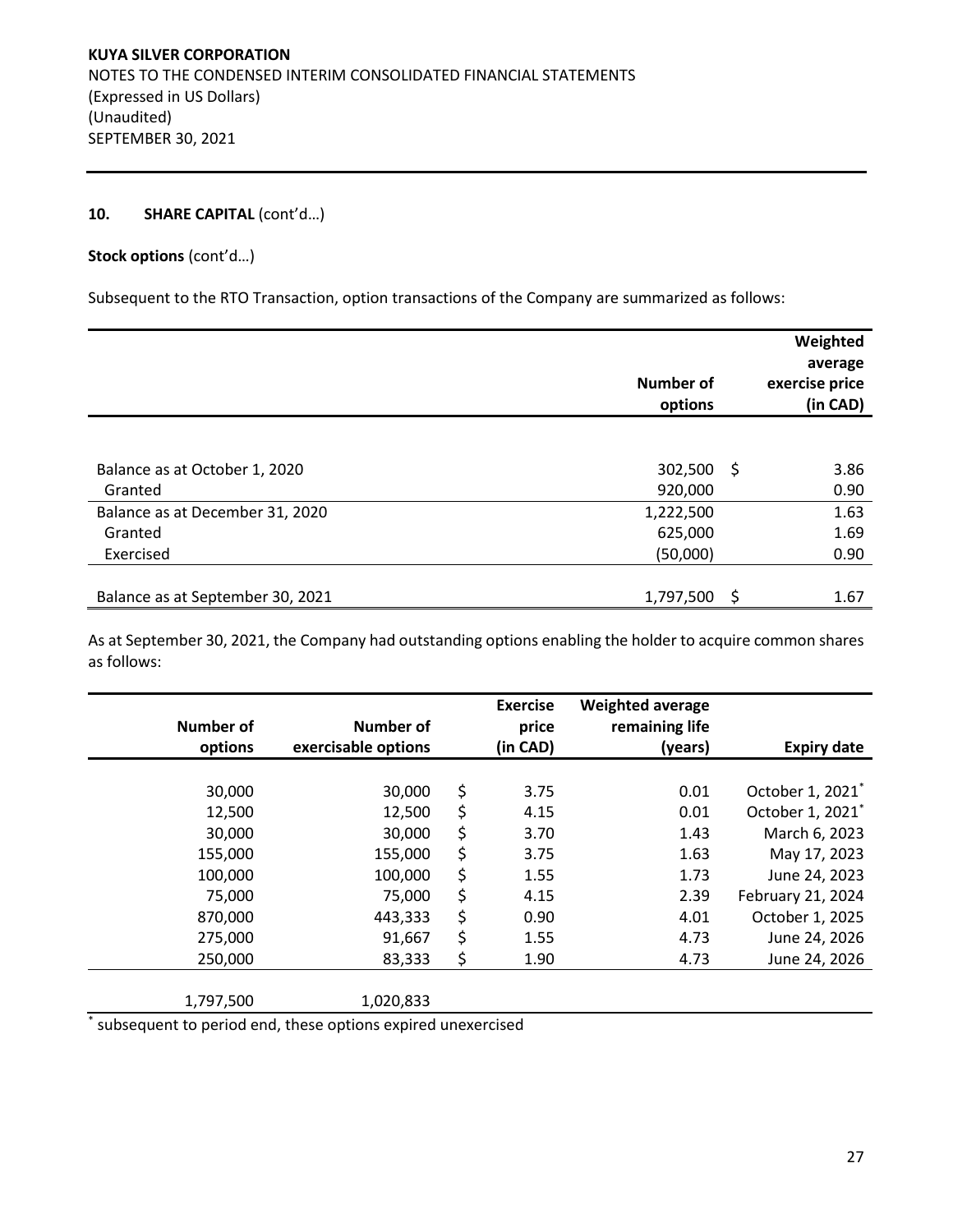**KUYA SILVER CORPORATION**
NOTES TO THE CONDENSED INTERIM CONSOLIDATED FINANCIAL STATEMENTS
(Expressed in US Dollars)
(Unaudited)
SEPTEMBER 30, 2021

## 10. SHARE CAPITAL (cont'd…)

**Stock options** (cont'd…)

Subsequent to the RTO Transaction, option transactions of the Company are summarized as follows:

| | Number of options | Weighted average exercise price (in CAD) |
|---|---|---|
| Balance as at October 1, 2020 | 302,500 | $ 3.86 |
| Granted | 920,000 | 0.90 |
| Balance as at December 31, 2020 | 1,222,500 | 1.63 |
| Granted | 625,000 | 1.69 |
| Exercised | (50,000) | 0.90 |
| Balance as at September 30, 2021 | 1,797,500 | $ 1.67 |

As at September 30, 2021, the Company had outstanding options enabling the holder to acquire common shares as follows:

| Number of options | Number of exercisable options | Exercise price (in CAD) | Weighted average remaining life (years) | Expiry date |
|---|---|---|---|---|
| 30,000 | 30,000 | $ 3.75 | 0.01 | October 1, 2021* |
| 12,500 | 12,500 | $ 4.15 | 0.01 | October 1, 2021* |
| 30,000 | 30,000 | $ 3.70 | 1.43 | March 6, 2023 |
| 155,000 | 155,000 | $ 3.75 | 1.63 | May 17, 2023 |
| 100,000 | 100,000 | $ 1.55 | 1.73 | June 24, 2023 |
| 75,000 | 75,000 | $ 4.15 | 2.39 | February 21, 2024 |
| 870,000 | 443,333 | $ 0.90 | 4.01 | October 1, 2025 |
| 275,000 | 91,667 | $ 1.55 | 4.73 | June 24, 2026 |
| 250,000 | 83,333 | $ 1.90 | 4.73 | June 24, 2026 |
| 1,797,500 | 1,020,833 | | | |

* subsequent to period end, these options expired unexercised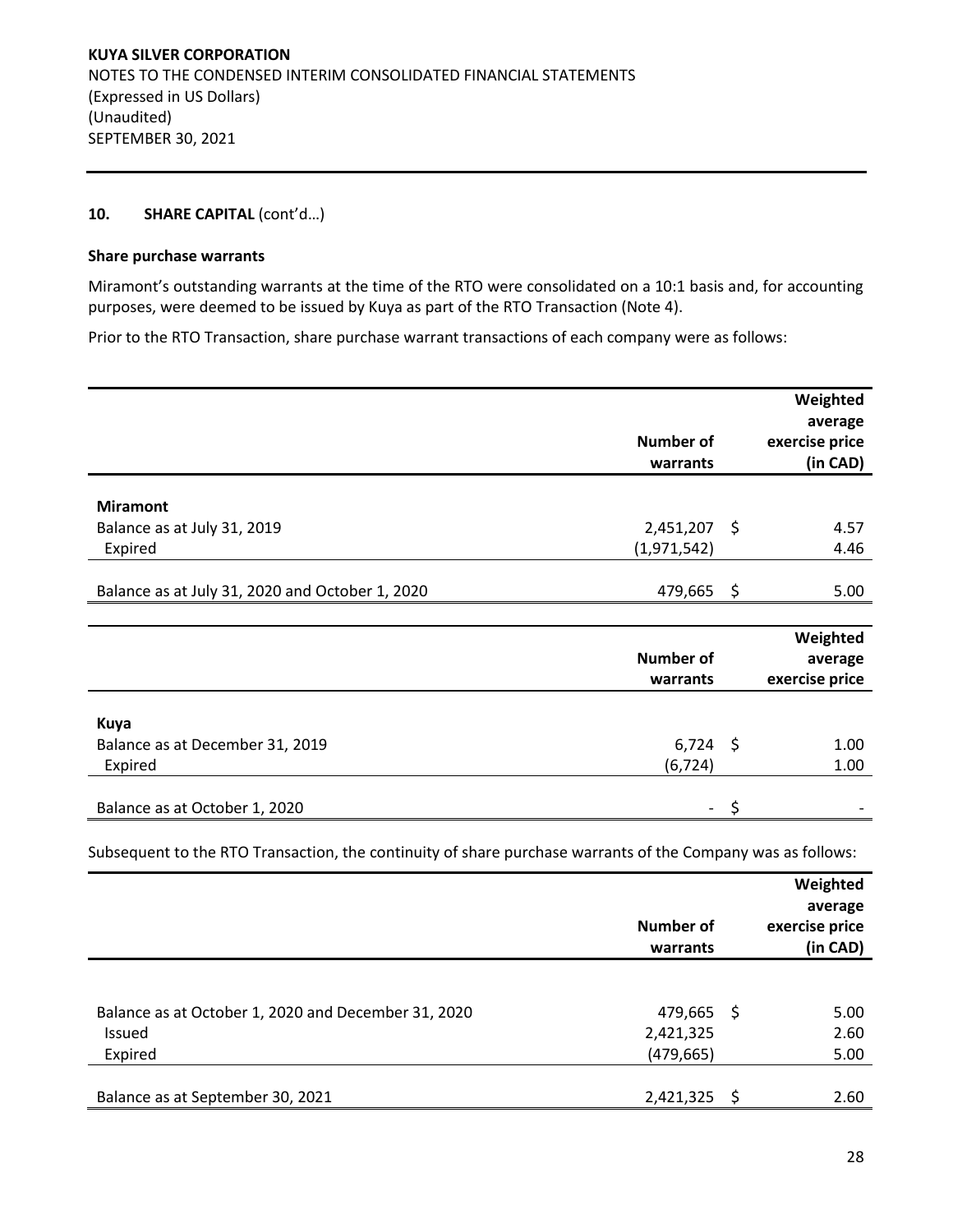## 10. SHARE CAPITAL (cont'd…)

### Share purchase warrants

Miramont's outstanding warrants at the time of the RTO were consolidated on a 10:1 basis and, for accounting purposes, were deemed to be issued by Kuya as part of the RTO Transaction (Note 4).

Prior to the RTO Transaction, share purchase warrant transactions of each company were as follows:

| | Number of warrants | Weighted average exercise price (in CAD) |
|---|---|---|
| **Miramont** | | |
| Balance as at July 31, 2019 | 2,451,207 | $ 4.57 |
| Expired | (1,971,542) | 4.46 |
| Balance as at July 31, 2020 and October 1, 2020 | 479,665 | $ 5.00 |

| | Number of warrants | Weighted average exercise price |
|---|---|---|
| **Kuya** | | |
| Balance as at December 31, 2019 | 6,724 | $ 1.00 |
| Expired | (6,724) | 1.00 |
| Balance as at October 1, 2020 | - | $ - |

Subsequent to the RTO Transaction, the continuity of share purchase warrants of the Company was as follows:

| | Number of warrants | Weighted average exercise price (in CAD) |
|---|---|---|
| Balance as at October 1, 2020 and December 31, 2020 | 479,665 | $ 5.00 |
| Issued | 2,421,325 | 2.60 |
| Expired | (479,665) | 5.00 |
| Balance as at September 30, 2021 | 2,421,325 | $ 2.60 |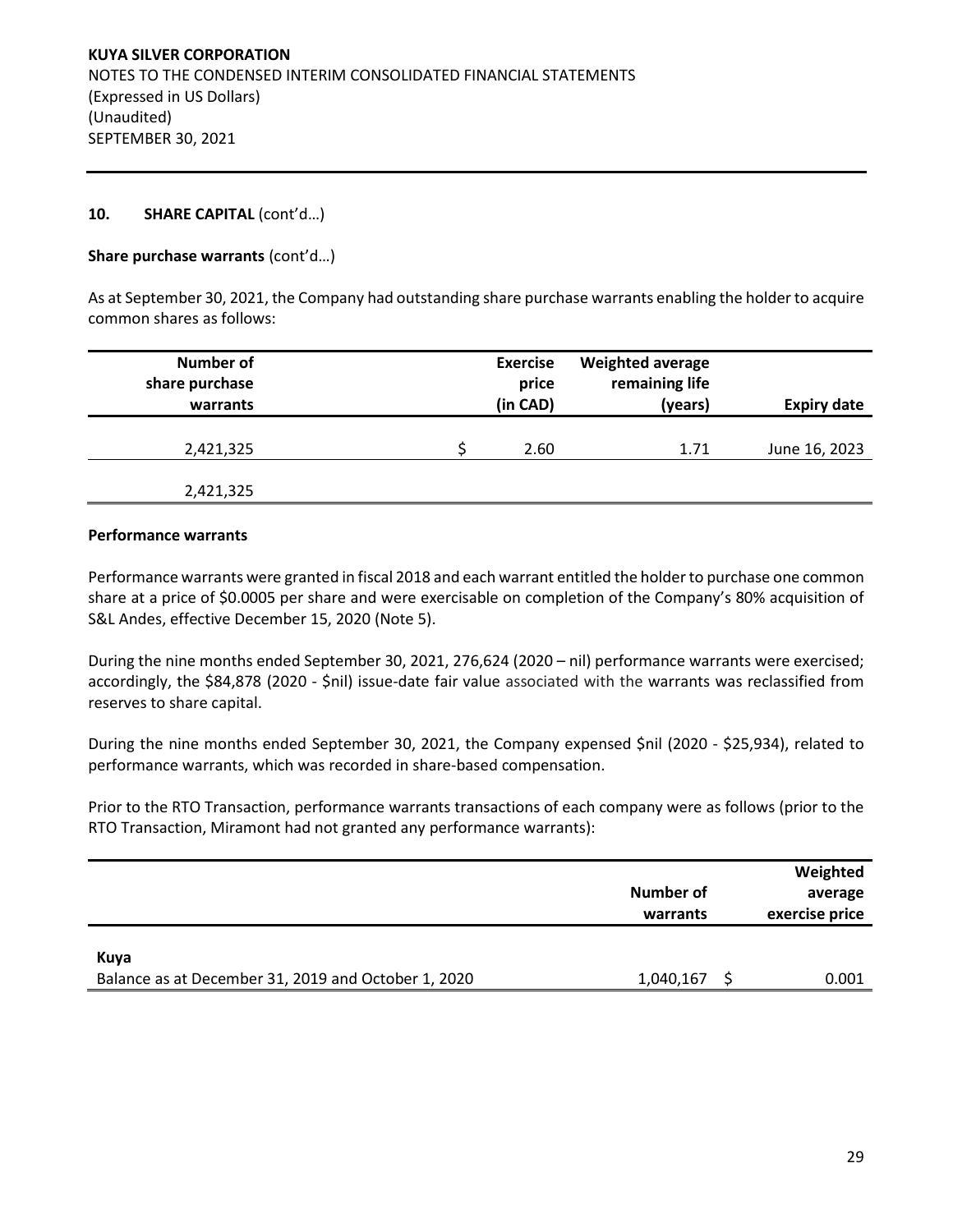## 10. SHARE CAPITAL (cont'd…)

**Share purchase warrants** (cont'd…)

As at September 30, 2021, the Company had outstanding share purchase warrants enabling the holder to acquire common shares as follows:

| Number of share purchase warrants | Exercise price (in CAD) | Weighted average remaining life (years) | Expiry date |
|---|---|---|---|
| 2,421,325 | $ 2.60 | 1.71 | June 16, 2023 |
| 2,421,325 | | | |

**Performance warrants**

Performance warrants were granted in fiscal 2018 and each warrant entitled the holder to purchase one common share at a price of $0.0005 per share and were exercisable on completion of the Company's 80% acquisition of S&L Andes, effective December 15, 2020 (Note 5).

During the nine months ended September 30, 2021, 276,624 (2020 – nil) performance warrants were exercised; accordingly, the $84,878 (2020 - $nil) issue-date fair value associated with the warrants was reclassified from reserves to share capital.

During the nine months ended September 30, 2021, the Company expensed $nil (2020 - $25,934), related to performance warrants, which was recorded in share-based compensation.

Prior to the RTO Transaction, performance warrants transactions of each company were as follows (prior to the RTO Transaction, Miramont had not granted any performance warrants):

| | Number of warrants | Weighted average exercise price |
|---|---|---|
| **Kuya** | | |
| Balance as at December 31, 2019 and October 1, 2020 | 1,040,167 | $ 0.001 |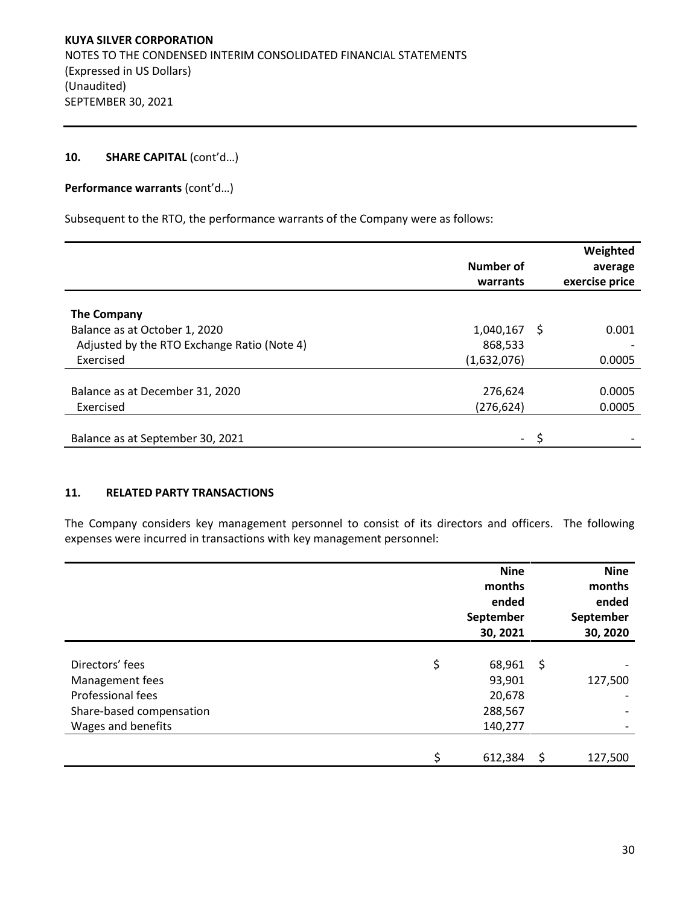**KUYA SILVER CORPORATION**
NOTES TO THE CONDENSED INTERIM CONSOLIDATED FINANCIAL STATEMENTS
(Expressed in US Dollars)
(Unaudited)
SEPTEMBER 30, 2021

## 10. SHARE CAPITAL (cont'd…)

**Performance warrants** (cont'd…)

Subsequent to the RTO, the performance warrants of the Company were as follows:

| | Number of warrants | Weighted average exercise price |
|---|---|---|
| **The Company** | | |
| Balance as at October 1, 2020 | 1,040,167 | $ 0.001 |
| Adjusted by the RTO Exchange Ratio (Note 4) | 868,533 | - |
| Exercised | (1,632,076) | 0.0005 |
| Balance as at December 31, 2020 | 276,624 | 0.0005 |
| Exercised | (276,624) | 0.0005 |
| Balance as at September 30, 2021 | - | $ - |

## 11. RELATED PARTY TRANSACTIONS

The Company considers key management personnel to consist of its directors and officers. The following expenses were incurred in transactions with key management personnel:

| | Nine months ended September 30, 2021 | Nine months ended September 30, 2020 |
|---|---|---|
| Directors' fees | $ 68,961 | $ - |
| Management fees | 93,901 | 127,500 |
| Professional fees | 20,678 | - |
| Share-based compensation | 288,567 | - |
| Wages and benefits | 140,277 | - |
| | $ 612,384 | $ 127,500 |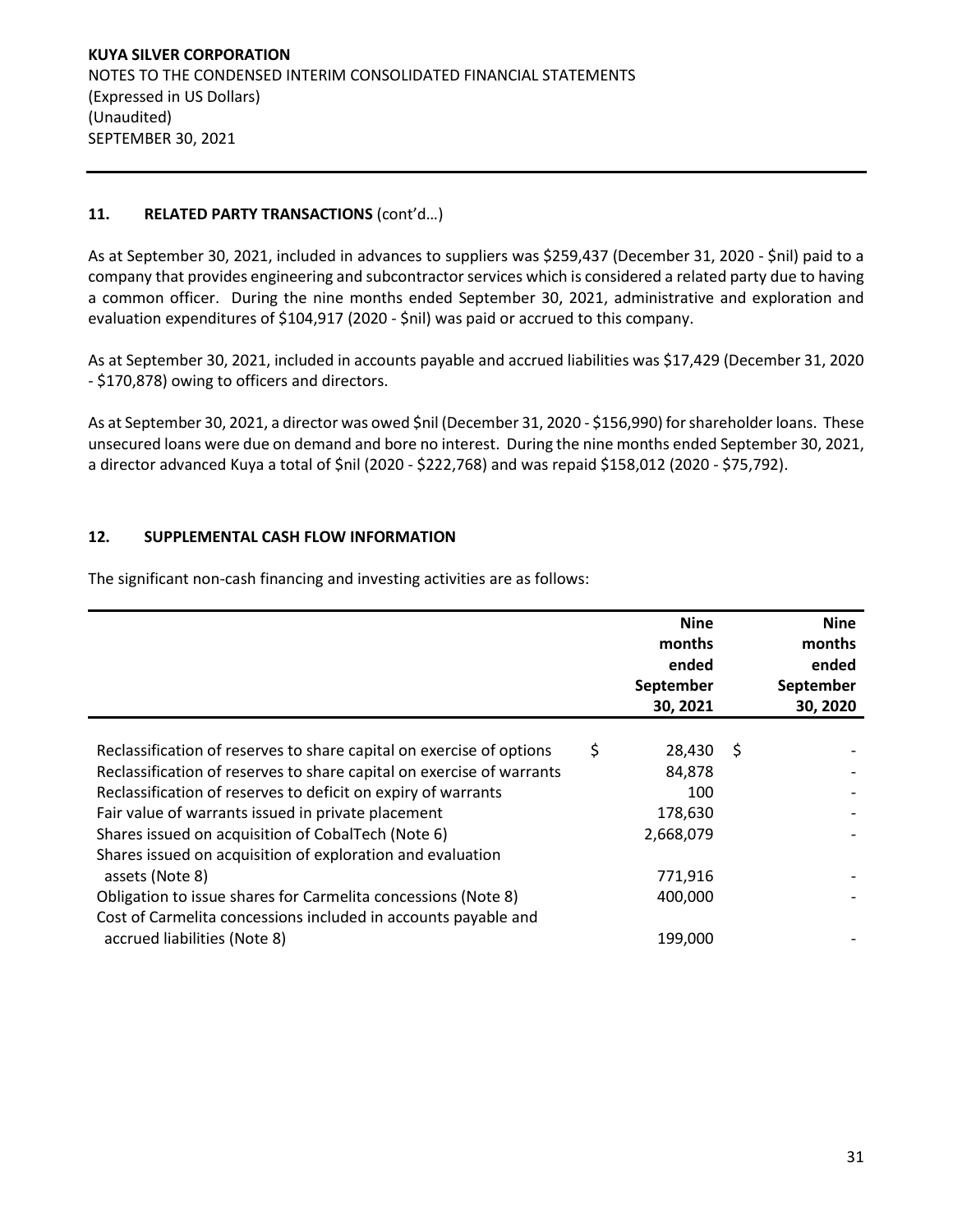**KUYA SILVER CORPORATION**
NOTES TO THE CONDENSED INTERIM CONSOLIDATED FINANCIAL STATEMENTS
(Expressed in US Dollars)
(Unaudited)
SEPTEMBER 30, 2021

## 11. RELATED PARTY TRANSACTIONS (cont'd…)

As at September 30, 2021, included in advances to suppliers was $259,437 (December 31, 2020 - $nil) paid to a company that provides engineering and subcontractor services which is considered a related party due to having a common officer. During the nine months ended September 30, 2021, administrative and exploration and evaluation expenditures of $104,917 (2020 - $nil) was paid or accrued to this company.

As at September 30, 2021, included in accounts payable and accrued liabilities was $17,429 (December 31, 2020 - $170,878) owing to officers and directors.

As at September 30, 2021, a director was owed $nil (December 31, 2020 - $156,990) for shareholder loans. These unsecured loans were due on demand and bore no interest. During the nine months ended September 30, 2021, a director advanced Kuya a total of $nil (2020 - $222,768) and was repaid $158,012 (2020 - $75,792).

## 12. SUPPLEMENTAL CASH FLOW INFORMATION

The significant non-cash financing and investing activities are as follows:

| | Nine months ended September 30, 2021 | Nine months ended September 30, 2020 |
|---|---|---|
| Reclassification of reserves to share capital on exercise of options | $ 28,430 | $ - |
| Reclassification of reserves to share capital on exercise of warrants | 84,878 | - |
| Reclassification of reserves to deficit on expiry of warrants | 100 | - |
| Fair value of warrants issued in private placement | 178,630 | - |
| Shares issued on acquisition of CobalTech (Note 6) | 2,668,079 | - |
| Shares issued on acquisition of exploration and evaluation assets (Note 8) | 771,916 | - |
| Obligation to issue shares for Carmelita concessions (Note 8) | 400,000 | - |
| Cost of Carmelita concessions included in accounts payable and accrued liabilities (Note 8) | 199,000 | - |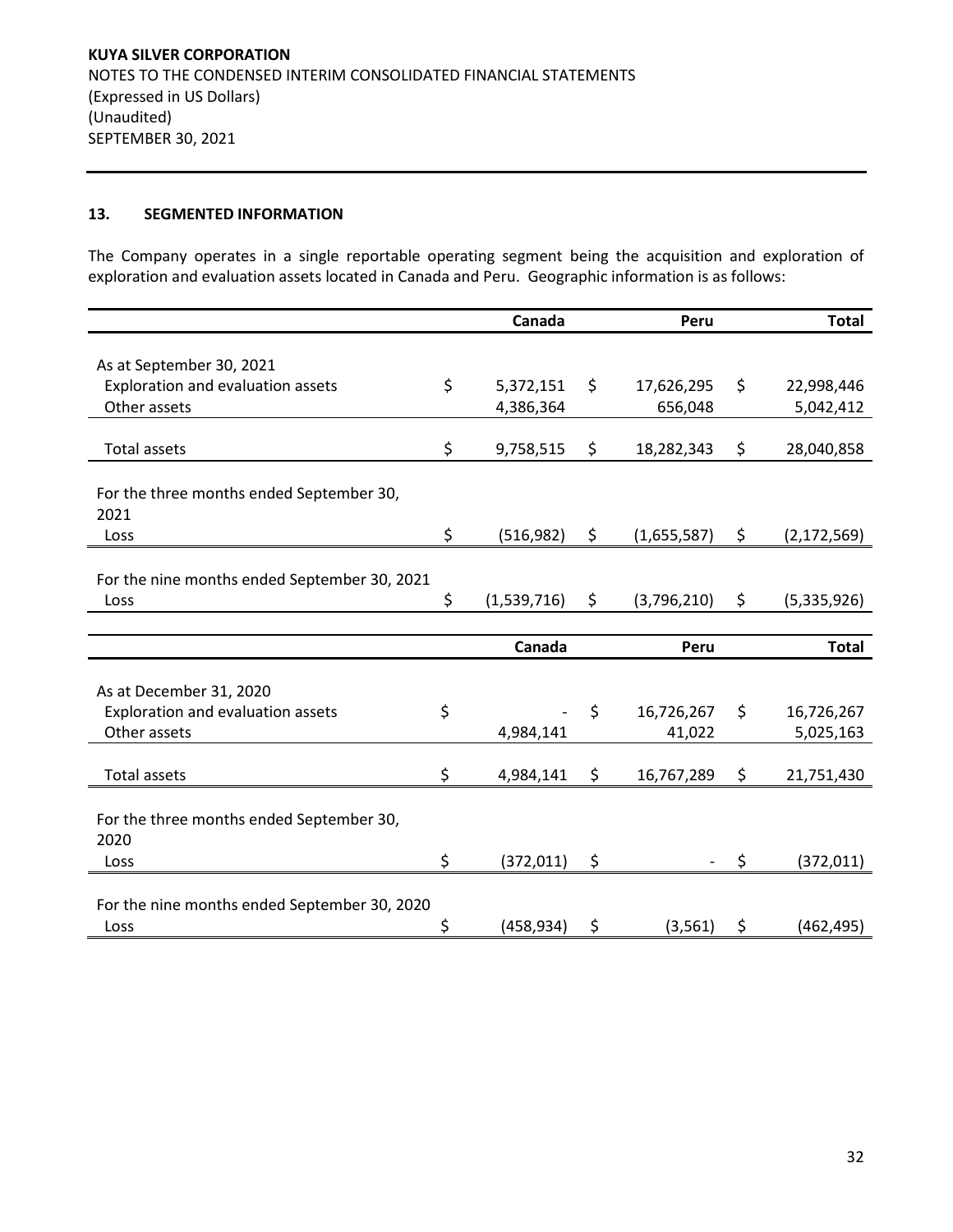## 13. SEGMENTED INFORMATION

The Company operates in a single reportable operating segment being the acquisition and exploration of exploration and evaluation assets located in Canada and Peru. Geographic information is as follows:

| | Canada | Peru | Total |
|---|---|---|---|
| As at September 30, 2021 | | | |
| Exploration and evaluation assets | $ 5,372,151 | $ 17,626,295 | $ 22,998,446 |
| Other assets | 4,386,364 | 656,048 | 5,042,412 |
| Total assets | $ 9,758,515 | $ 18,282,343 | $ 28,040,858 |
| For the three months ended September 30, 2021 | | | |
| Loss | $ (516,982) | $ (1,655,587) | $ (2,172,569) |
| For the nine months ended September 30, 2021 | | | |
| Loss | $ (1,539,716) | $ (3,796,210) | $ (5,335,926) |

| | Canada | Peru | Total |
|---|---|---|---|
| As at December 31, 2020 | | | |
| Exploration and evaluation assets | $ - | $ 16,726,267 | $ 16,726,267 |
| Other assets | 4,984,141 | 41,022 | 5,025,163 |
| Total assets | $ 4,984,141 | $ 16,767,289 | $ 21,751,430 |
| For the three months ended September 30, 2020 | | | |
| Loss | $ (372,011) | $ - | $ (372,011) |
| For the nine months ended September 30, 2020 | | | |
| Loss | $ (458,934) | $ (3,561) | $ (462,495) |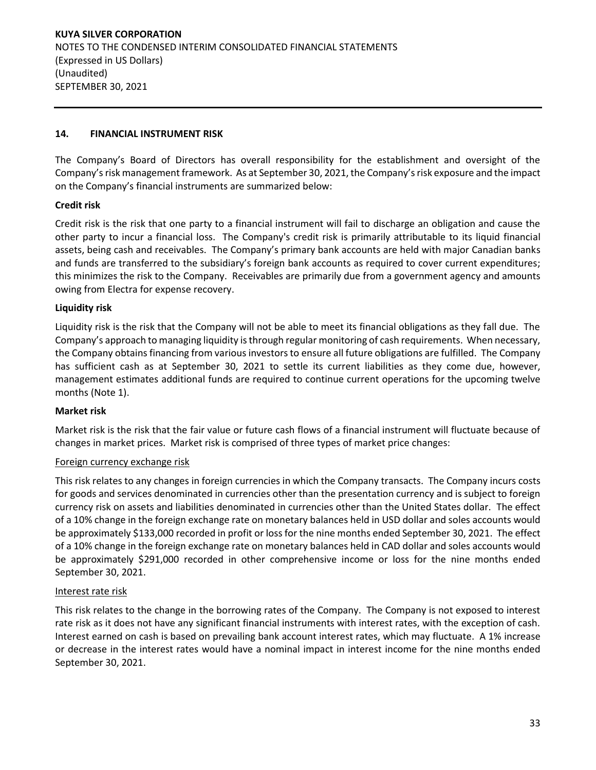## 14. FINANCIAL INSTRUMENT RISK

The Company's Board of Directors has overall responsibility for the establishment and oversight of the Company's risk management framework. As at September 30, 2021, the Company's risk exposure and the impact on the Company's financial instruments are summarized below:

**Credit risk**

Credit risk is the risk that one party to a financial instrument will fail to discharge an obligation and cause the other party to incur a financial loss. The Company's credit risk is primarily attributable to its liquid financial assets, being cash and receivables. The Company's primary bank accounts are held with major Canadian banks and funds are transferred to the subsidiary's foreign bank accounts as required to cover current expenditures; this minimizes the risk to the Company. Receivables are primarily due from a government agency and amounts owing from Electra for expense recovery.

**Liquidity risk**

Liquidity risk is the risk that the Company will not be able to meet its financial obligations as they fall due. The Company's approach to managing liquidity is through regular monitoring of cash requirements. When necessary, the Company obtains financing from various investors to ensure all future obligations are fulfilled. The Company has sufficient cash as at September 30, 2021 to settle its current liabilities as they come due, however, management estimates additional funds are required to continue current operations for the upcoming twelve months (Note 1).

**Market risk**

Market risk is the risk that the fair value or future cash flows of a financial instrument will fluctuate because of changes in market prices. Market risk is comprised of three types of market price changes:

Foreign currency exchange risk

This risk relates to any changes in foreign currencies in which the Company transacts. The Company incurs costs for goods and services denominated in currencies other than the presentation currency and is subject to foreign currency risk on assets and liabilities denominated in currencies other than the United States dollar. The effect of a 10% change in the foreign exchange rate on monetary balances held in USD dollar and soles accounts would be approximately $133,000 recorded in profit or loss for the nine months ended September 30, 2021. The effect of a 10% change in the foreign exchange rate on monetary balances held in CAD dollar and soles accounts would be approximately $291,000 recorded in other comprehensive income or loss for the nine months ended September 30, 2021.

Interest rate risk

This risk relates to the change in the borrowing rates of the Company. The Company is not exposed to interest rate risk as it does not have any significant financial instruments with interest rates, with the exception of cash. Interest earned on cash is based on prevailing bank account interest rates, which may fluctuate. A 1% increase or decrease in the interest rates would have a nominal impact in interest income for the nine months ended September 30, 2021.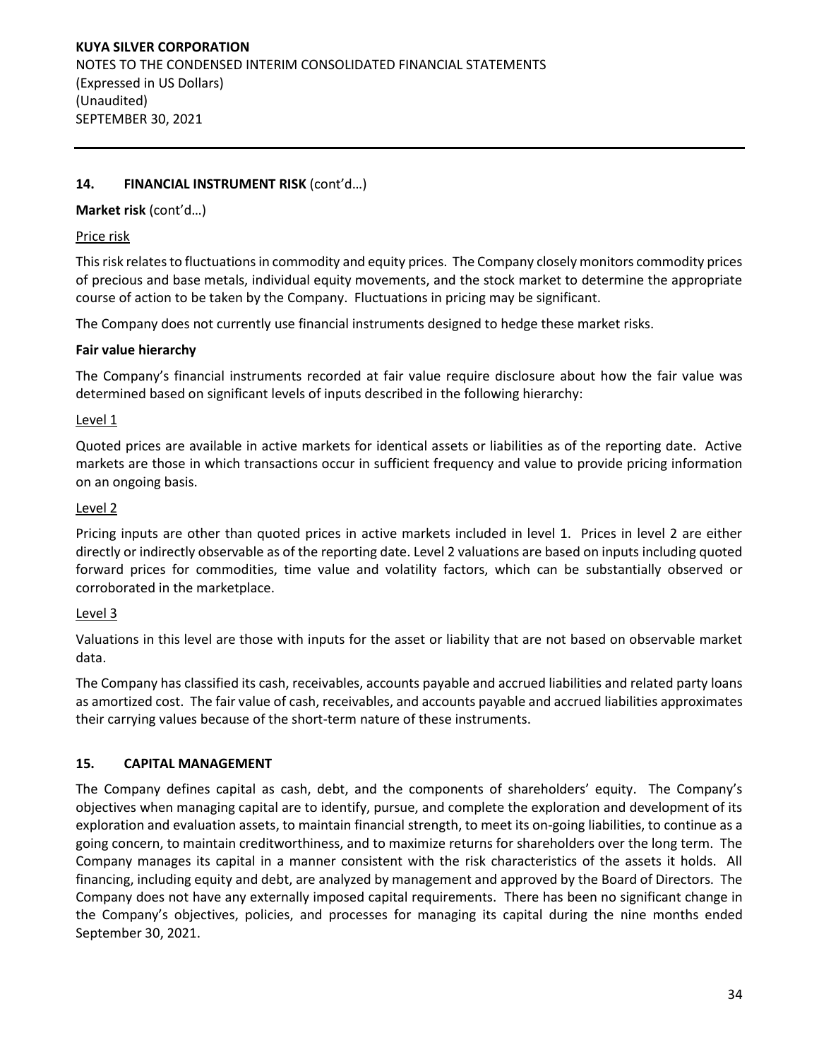## 14. FINANCIAL INSTRUMENT RISK (cont'd…)

**Market risk** (cont'd…)

Price risk

This risk relates to fluctuations in commodity and equity prices. The Company closely monitors commodity prices of precious and base metals, individual equity movements, and the stock market to determine the appropriate course of action to be taken by the Company. Fluctuations in pricing may be significant.

The Company does not currently use financial instruments designed to hedge these market risks.

**Fair value hierarchy**

The Company's financial instruments recorded at fair value require disclosure about how the fair value was determined based on significant levels of inputs described in the following hierarchy:

Level 1

Quoted prices are available in active markets for identical assets or liabilities as of the reporting date. Active markets are those in which transactions occur in sufficient frequency and value to provide pricing information on an ongoing basis.

Level 2

Pricing inputs are other than quoted prices in active markets included in level 1. Prices in level 2 are either directly or indirectly observable as of the reporting date. Level 2 valuations are based on inputs including quoted forward prices for commodities, time value and volatility factors, which can be substantially observed or corroborated in the marketplace.

Level 3

Valuations in this level are those with inputs for the asset or liability that are not based on observable market data.

The Company has classified its cash, receivables, accounts payable and accrued liabilities and related party loans as amortized cost. The fair value of cash, receivables, and accounts payable and accrued liabilities approximates their carrying values because of the short-term nature of these instruments.

## 15. CAPITAL MANAGEMENT

The Company defines capital as cash, debt, and the components of shareholders' equity. The Company's objectives when managing capital are to identify, pursue, and complete the exploration and development of its exploration and evaluation assets, to maintain financial strength, to meet its on-going liabilities, to continue as a going concern, to maintain creditworthiness, and to maximize returns for shareholders over the long term. The Company manages its capital in a manner consistent with the risk characteristics of the assets it holds. All financing, including equity and debt, are analyzed by management and approved by the Board of Directors. The Company does not have any externally imposed capital requirements. There has been no significant change in the Company's objectives, policies, and processes for managing its capital during the nine months ended September 30, 2021.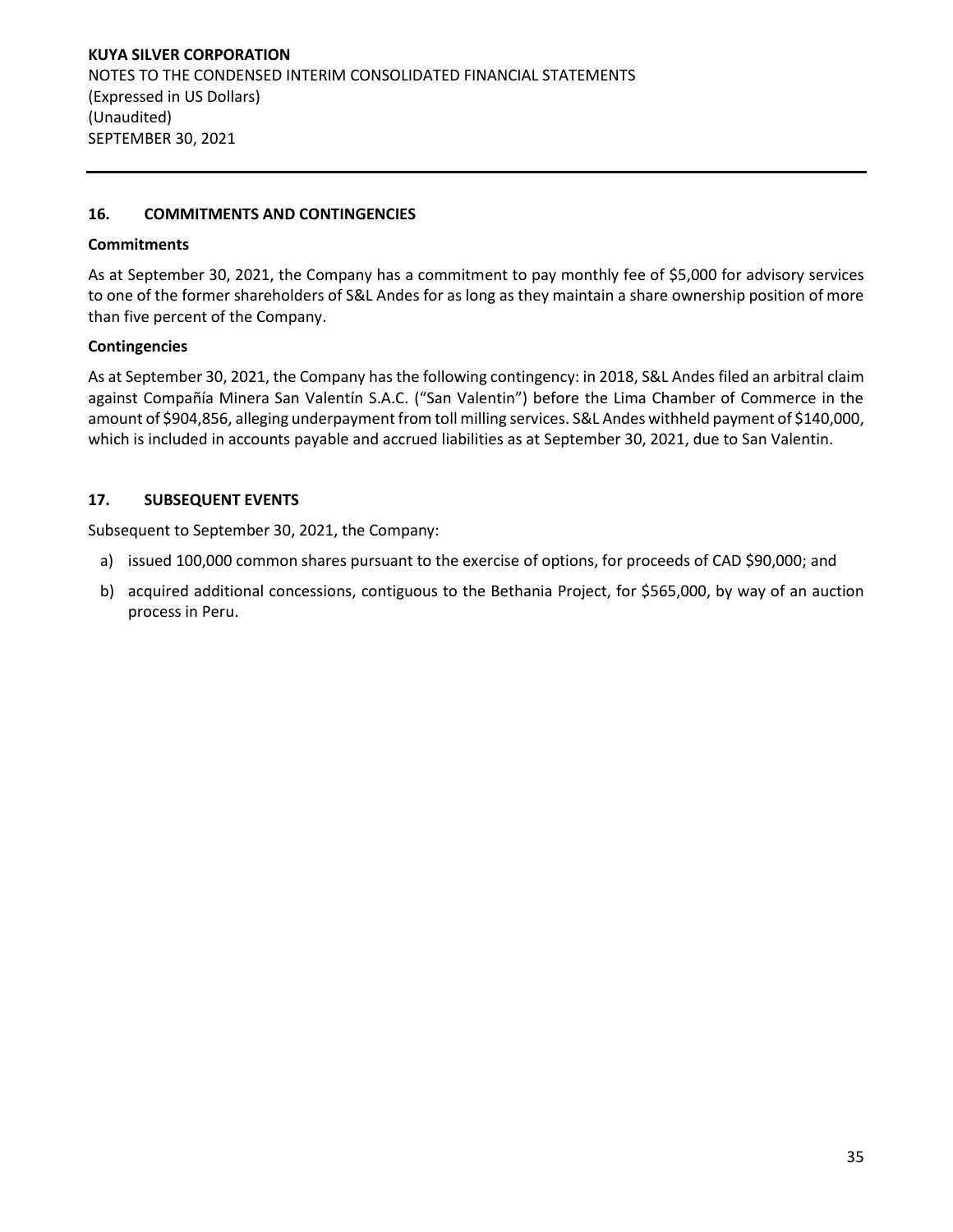## 16. COMMITMENTS AND CONTINGENCIES

### Commitments

As at September 30, 2021, the Company has a commitment to pay monthly fee of $5,000 for advisory services to one of the former shareholders of S&L Andes for as long as they maintain a share ownership position of more than five percent of the Company.

### Contingencies

As at September 30, 2021, the Company has the following contingency: in 2018, S&L Andes filed an arbitral claim against Compañía Minera San Valentín S.A.C. ("San Valentin") before the Lima Chamber of Commerce in the amount of $904,856, alleging underpayment from toll milling services. S&L Andes withheld payment of $140,000, which is included in accounts payable and accrued liabilities as at September 30, 2021, due to San Valentin.

## 17. SUBSEQUENT EVENTS

Subsequent to September 30, 2021, the Company:

a) issued 100,000 common shares pursuant to the exercise of options, for proceeds of CAD $90,000; and

b) acquired additional concessions, contiguous to the Bethania Project, for $565,000, by way of an auction process in Peru.